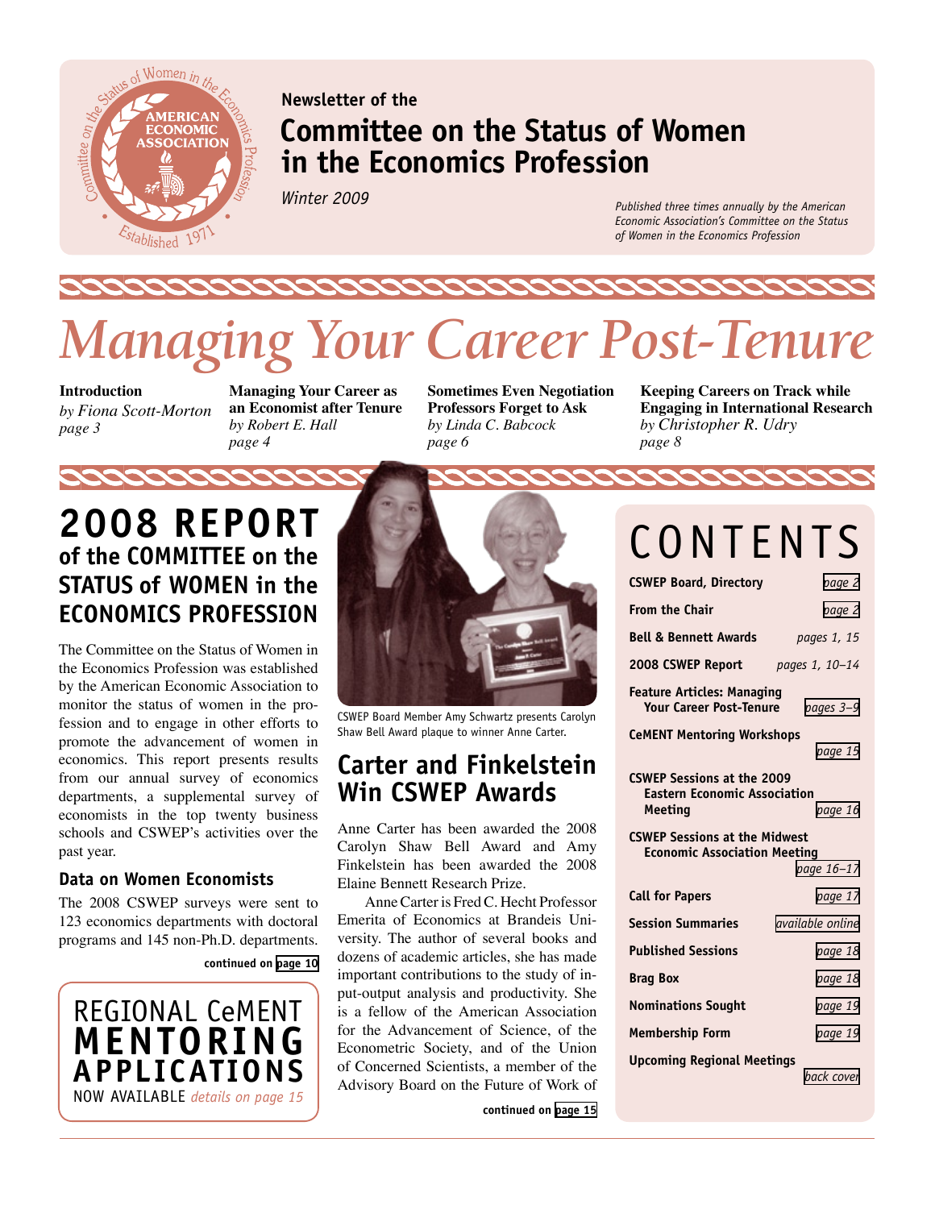Newsletter of the

# Committee on the Status of Women in the Economics Profession

*Winter 2009*

*Published three times annually by the American Economic Association's Committee on the Status of Women in the Economics Profession*

# Managing Your Career Post-Tenure

**Introduction**
*by Fiona Scott-Morton*
*page 3*

**Managing Your Career as an Economist after Tenure**
*by Robert E. Hall*
*page 4*

**Sometimes Even Negotiation Professors Forget to Ask**
*by Linda C. Babcock*
*page 6*

**Keeping Careers on Track while Engaging in International Research**
*by Christopher R. Udry*
*page 8*

## 2008 REPORT of the COMMITTEE on the STATUS of WOMEN in the ECONOMICS PROFESSION

The Committee on the Status of Women in the Economics Profession was established by the American Economic Association to monitor the status of women in the profession and to engage in other efforts to promote the advancement of women in economics. This report presents results from our annual survey of economics departments, a supplemental survey of economists in the top twenty business schools and CSWEP's activities over the past year.

### Data on Women Economists

The 2008 CSWEP surveys were sent to 123 economics departments with doctoral programs and 145 non-Ph.D. departments.

**continued on page 10**

REGIONAL CeMENT **MENTORING APPLICATIONS** NOW AVAILABLE *details on page 15*

CSWEP Board Member Amy Schwartz presents Carolyn Shaw Bell Award plaque to winner Anne Carter.

## Carter and Finkelstein Win CSWEP Awards

Anne Carter has been awarded the 2008 Carolyn Shaw Bell Award and Amy Finkelstein has been awarded the 2008 Elaine Bennett Research Prize.

Anne Carter is Fred C. Hecht Professor Emerita of Economics at Brandeis University. The author of several books and dozens of academic articles, she has made important contributions to the study of input-output analysis and productivity. She is a fellow of the American Association for the Advancement of Science, of the Econometric Society, and of the Union of Concerned Scientists, a member of the Advisory Board on the Future of Work of

**continued on page 15**

# CONTENTS

| | |
|---|---|
| **CSWEP Board, Directory** | *page 2* |
| **From the Chair** | *page 2* |
| **Bell & Bennett Awards** | *pages 1, 15* |
| **2008 CSWEP Report** | *pages 1, 10–14* |
| **Feature Articles: Managing Your Career Post-Tenure** | *pages 3–9* |
| **CeMENT Mentoring Workshops** | *page 15* |
| **CSWEP Sessions at the 2009 Eastern Economic Association Meeting** | *page 16* |
| **CSWEP Sessions at the Midwest Economic Association Meeting** | *page 16–17* |
| **Call for Papers** | *page 17* |
| **Session Summaries** | *available online* |
| **Published Sessions** | *page 18* |
| **Brag Box** | *page 18* |
| **Nominations Sought** | *page 19* |
| **Membership Form** | *page 19* |
| **Upcoming Regional Meetings** | *back cover* |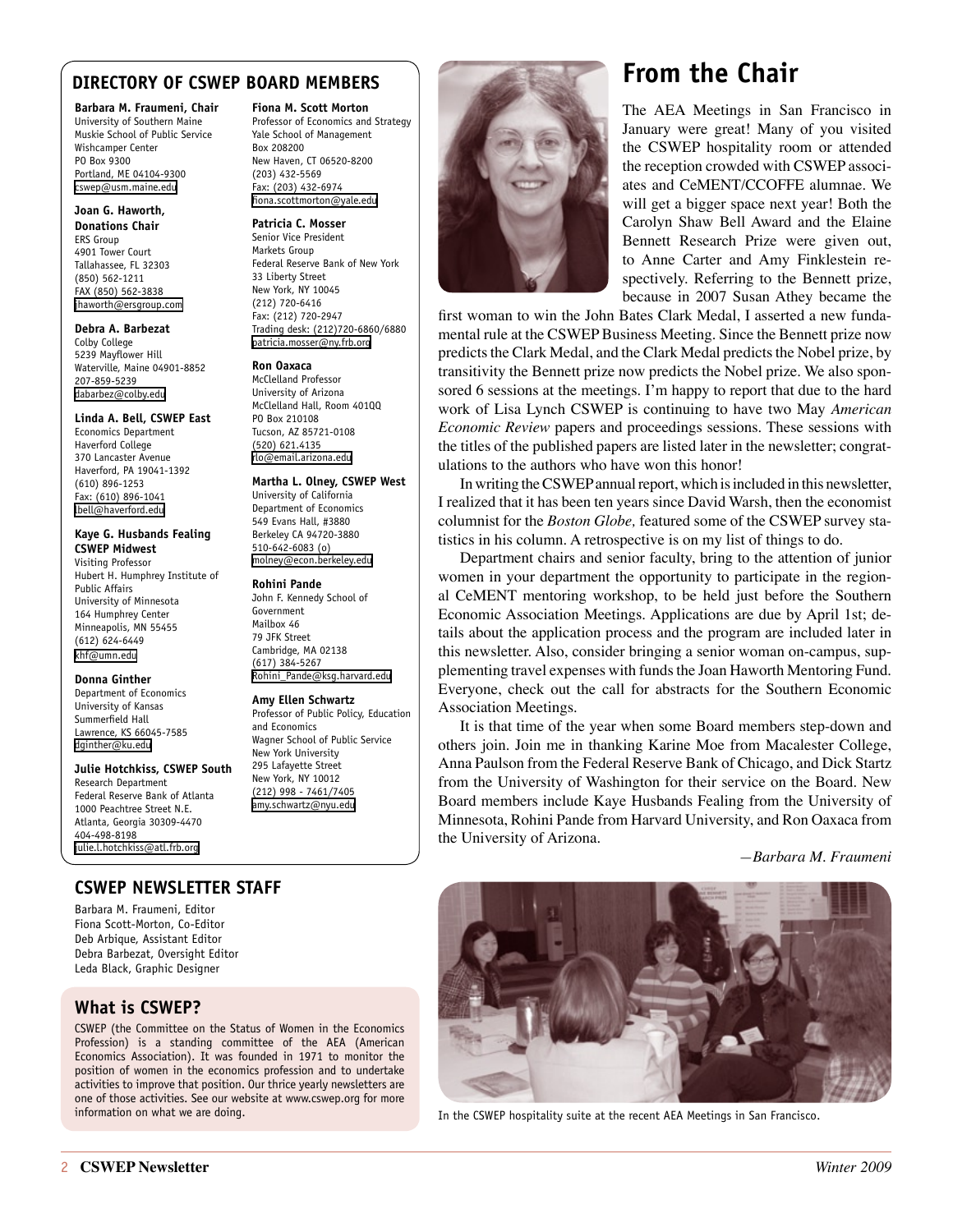## DIRECTORY OF CSWEP BOARD MEMBERS

**Barbara M. Fraumeni, Chair**
University of Southern Maine
Muskie School of Public Service
Wishcamper Center
PO Box 9300
Portland, ME 04104-9300
cswep@usm.maine.edu

**Joan G. Haworth, Donations Chair**
ERS Group
4901 Tower Court
Tallahassee, FL 32303
(850) 562-1211
FAX (850) 562-3838
jhaworth@ersgroup.com

**Debra A. Barbezat**
Colby College
5239 Mayflower Hill
Waterville, Maine 04901-8852
207-859-5239
dabarbez@colby.edu

**Linda A. Bell, CSWEP East**
Economics Department
Haverford College
370 Lancaster Avenue
Haverford, PA 19041-1392
(610) 896-1253
Fax: (610) 896-1041
lbell@haverford.edu

**Kaye G. Husbands Fealing CSWEP Midwest**
Visiting Professor
Hubert H. Humphrey Institute of Public Affairs
University of Minnesota
164 Humphrey Center
Minneapolis, MN 55455
(612) 624-6449
khf@umn.edu

**Donna Ginther**
Department of Economics
University of Kansas
Summerfield Hall
Lawrence, KS 66045-7585
dginther@ku.edu

**Julie Hotchkiss, CSWEP South**
Research Department
Federal Reserve Bank of Atlanta
1000 Peachtree Street N.E.
Atlanta, Georgia 30309-4470
404-498-8198
julie.l.hotchkiss@atl.frb.org

**Fiona M. Scott Morton**
Professor of Economics and Strategy
Yale School of Management
Box 208200
New Haven, CT 06520-8200
(203) 432-5569
Fax: (203) 432-6974
fiona.scottmorton@yale.edu

**Patricia C. Mosser**
Senior Vice President
Markets Group
Federal Reserve Bank of New York
33 Liberty Street
New York, NY 10045
(212) 720-6416
Fax: (212) 720-2947
Trading desk: (212)720-6860/6880
patricia.mosser@ny.frb.org

**Ron Oaxaca**
McClelland Professor
University of Arizona
McClelland Hall, Room 401QQ
PO Box 210108
Tucson, AZ 85721-0108
(520) 621.4135
rlo@email.arizona.edu

**Martha L. Olney, CSWEP West**
University of California
Department of Economics
549 Evans Hall, #3880
Berkeley CA 94720-3880
510-642-6083 (o)
molney@econ.berkeley.edu

**Rohini Pande**
John F. Kennedy School of Government
Mailbox 46
79 JFK Street
Cambridge, MA 02138
(617) 384-5267
Rohini_Pande@ksg.harvard.edu

**Amy Ellen Schwartz**
Professor of Public Policy, Education and Economics
Wagner School of Public Service
New York University
295 Lafayette Street
New York, NY 10012
(212) 998 - 7461/7405
amy.schwartz@nyu.edu

## CSWEP NEWSLETTER STAFF

Barbara M. Fraumeni, Editor
Fiona Scott-Morton, Co-Editor
Deb Arbique, Assistant Editor
Debra Barbezat, Oversight Editor
Leda Black, Graphic Designer

## What is CSWEP?

CSWEP (the Committee on the Status of Women in the Economics Profession) is a standing committee of the AEA (American Economics Association). It was founded in 1971 to monitor the position of women in the economics profession and to undertake activities to improve that position. Our thrice yearly newsletters are one of those activities. See our website at www.cswep.org for more information on what we are doing.

# From the Chair

The AEA Meetings in San Francisco in January were great! Many of you visited the CSWEP hospitality room or attended the reception crowded with CSWEP associates and CeMENT/CCOFFE alumnae. We will get a bigger space next year! Both the Carolyn Shaw Bell Award and the Elaine Bennett Research Prize were given out, to Anne Carter and Amy Finklestein respectively. Referring to the Bennett prize, because in 2007 Susan Athey became the first woman to win the John Bates Clark Medal, I asserted a new fundamental rule at the CSWEP Business Meeting. Since the Bennett prize now predicts the Clark Medal, and the Clark Medal predicts the Nobel prize, by transitivity the Bennett prize now predicts the Nobel prize. We also sponsored 6 sessions at the meetings. I'm happy to report that due to the hard work of Lisa Lynch CSWEP is continuing to have two May *American Economic Review* papers and proceedings sessions. These sessions with the titles of the published papers are listed later in the newsletter; congratulations to the authors who have won this honor!

In writing the CSWEP annual report, which is included in this newsletter, I realized that it has been ten years since David Warsh, then the economist columnist for the *Boston Globe,* featured some of the CSWEP survey statistics in his column. A retrospective is on my list of things to do.

Department chairs and senior faculty, bring to the attention of junior women in your department the opportunity to participate in the regional CeMENT mentoring workshop, to be held just before the Southern Economic Association Meetings. Applications are due by April 1st; details about the application process and the program are included later in this newsletter. Also, consider bringing a senior woman on-campus, supplementing travel expenses with funds the Joan Haworth Mentoring Fund. Everyone, check out the call for abstracts for the Southern Economic Association Meetings.

It is that time of the year when some Board members step-down and others join. Join me in thanking Karine Moe from Macalester College, Anna Paulson from the Federal Reserve Bank of Chicago, and Dick Startz from the University of Washington for their service on the Board. New Board members include Kaye Husbands Fealing from the University of Minnesota, Rohini Pande from Harvard University, and Ron Oaxaca from the University of Arizona.

*—Barbara M. Fraumeni*

In the CSWEP hospitality suite at the recent AEA Meetings in San Francisco.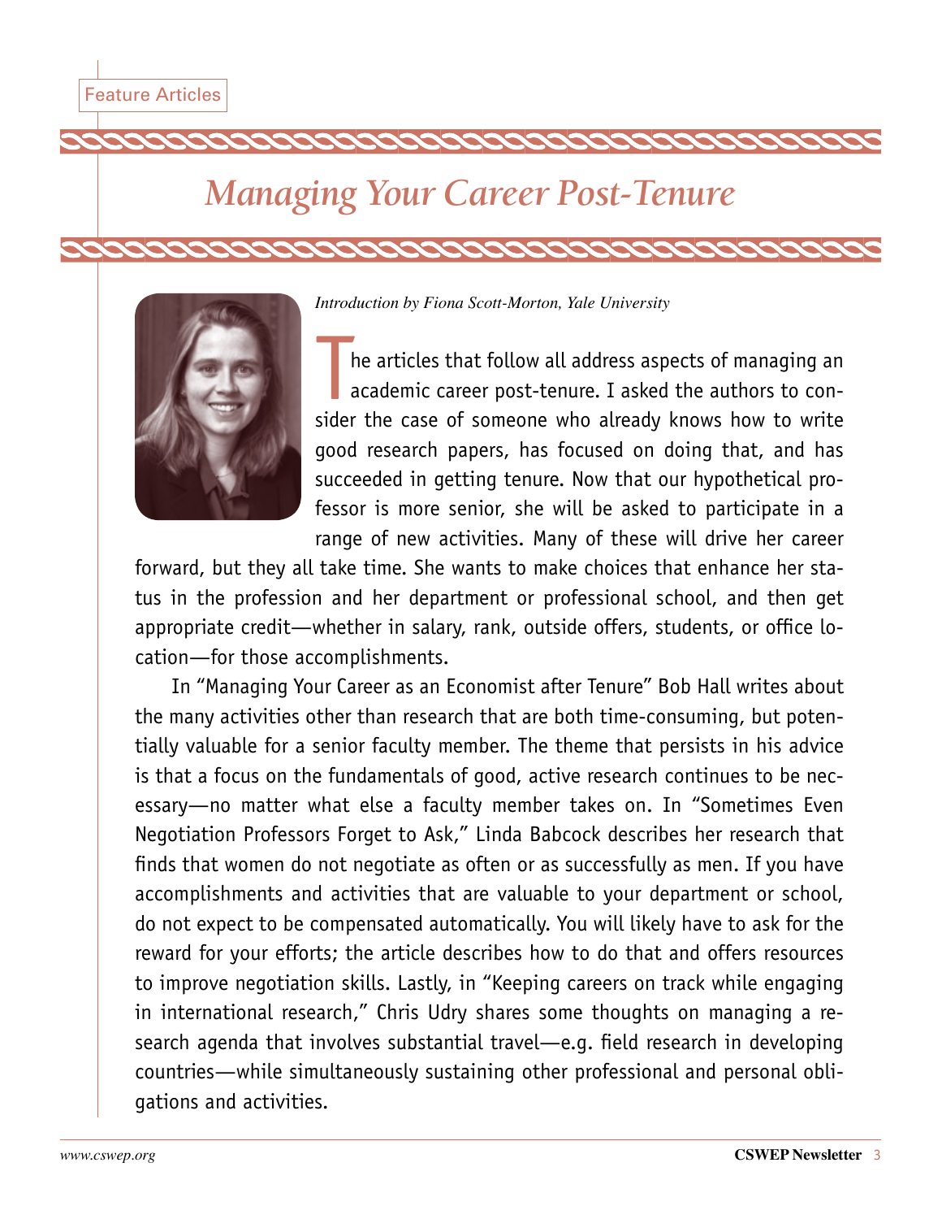Feature Articles

# Managing Your Career Post-Tenure

*Introduction by Fiona Scott-Morton, Yale University*

The articles that follow all address aspects of managing an academic career post-tenure. I asked the authors to consider the case of someone who already knows how to write good research papers, has focused on doing that, and has succeeded in getting tenure. Now that our hypothetical professor is more senior, she will be asked to participate in a range of new activities. Many of these will drive her career forward, but they all take time. She wants to make choices that enhance her status in the profession and her department or professional school, and then get appropriate credit—whether in salary, rank, outside offers, students, or office location—for those accomplishments.

In "Managing Your Career as an Economist after Tenure" Bob Hall writes about the many activities other than research that are both time-consuming, but potentially valuable for a senior faculty member. The theme that persists in his advice is that a focus on the fundamentals of good, active research continues to be necessary—no matter what else a faculty member takes on. In "Sometimes Even Negotiation Professors Forget to Ask," Linda Babcock describes her research that finds that women do not negotiate as often or as successfully as men. If you have accomplishments and activities that are valuable to your department or school, do not expect to be compensated automatically. You will likely have to ask for the reward for your efforts; the article describes how to do that and offers resources to improve negotiation skills. Lastly, in "Keeping careers on track while engaging in international research," Chris Udry shares some thoughts on managing a research agenda that involves substantial travel—e.g. field research in developing countries—while simultaneously sustaining other professional and personal obligations and activities.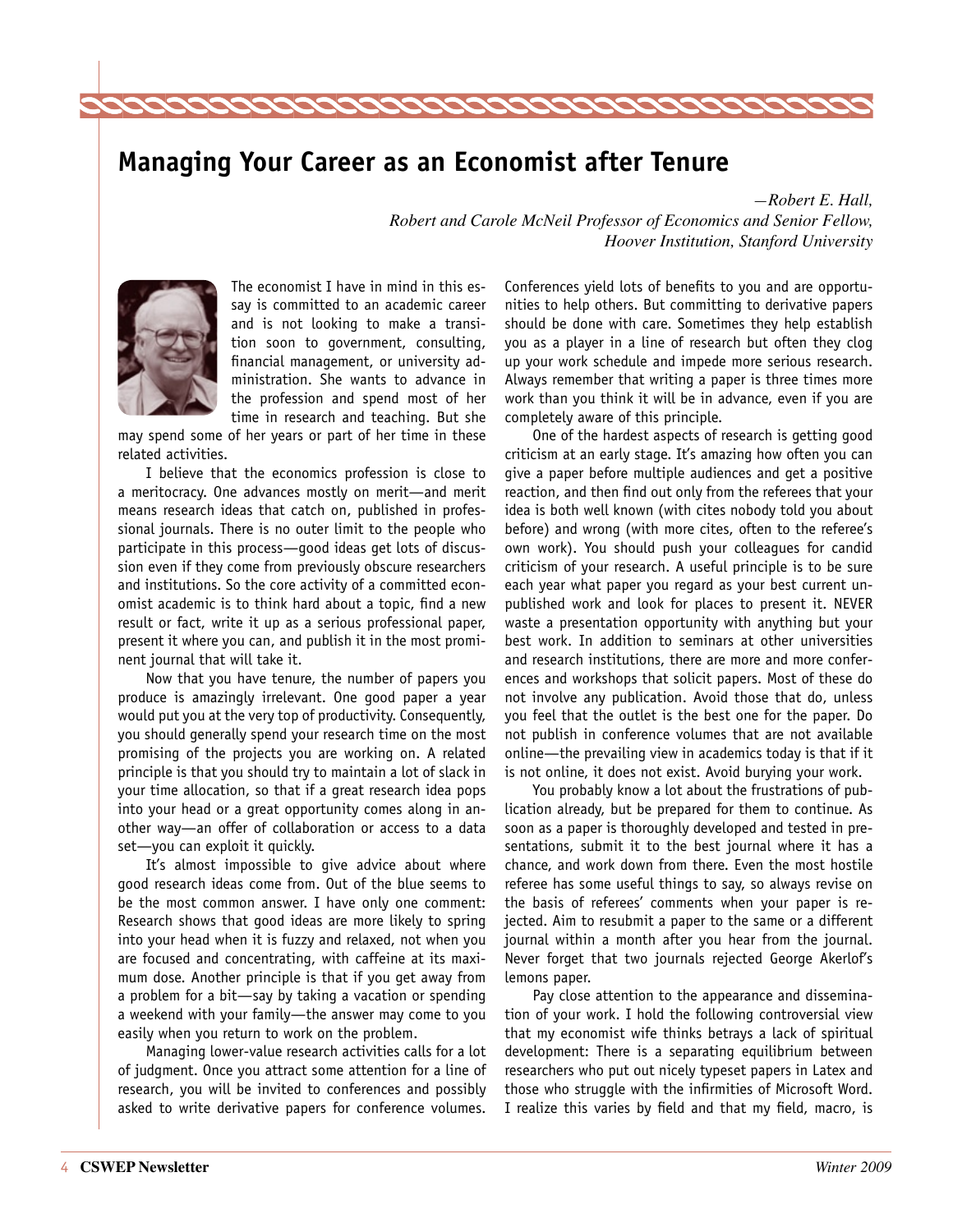# Managing Your Career as an Economist after Tenure

*—Robert E. Hall,*
*Robert and Carole McNeil Professor of Economics and Senior Fellow,*
*Hoover Institution, Stanford University*

The economist I have in mind in this essay is committed to an academic career and is not looking to make a transition soon to government, consulting, financial management, or university administration. She wants to advance in the profession and spend most of her time in research and teaching. But she may spend some of her years or part of her time in these related activities.

I believe that the economics profession is close to a meritocracy. One advances mostly on merit—and merit means research ideas that catch on, published in professional journals. There is no outer limit to the people who participate in this process—good ideas get lots of discussion even if they come from previously obscure researchers and institutions. So the core activity of a committed economist academic is to think hard about a topic, find a new result or fact, write it up as a serious professional paper, present it where you can, and publish it in the most prominent journal that will take it.

Now that you have tenure, the number of papers you produce is amazingly irrelevant. One good paper a year would put you at the very top of productivity. Consequently, you should generally spend your research time on the most promising of the projects you are working on. A related principle is that you should try to maintain a lot of slack in your time allocation, so that if a great research idea pops into your head or a great opportunity comes along in another way—an offer of collaboration or access to a data set—you can exploit it quickly.

It's almost impossible to give advice about where good research ideas come from. Out of the blue seems to be the most common answer. I have only one comment: Research shows that good ideas are more likely to spring into your head when it is fuzzy and relaxed, not when you are focused and concentrating, with caffeine at its maximum dose. Another principle is that if you get away from a problem for a bit—say by taking a vacation or spending a weekend with your family—the answer may come to you easily when you return to work on the problem.

Managing lower-value research activities calls for a lot of judgment. Once you attract some attention for a line of research, you will be invited to conferences and possibly asked to write derivative papers for conference volumes. Conferences yield lots of benefits to you and are opportunities to help others. But committing to derivative papers should be done with care. Sometimes they help establish you as a player in a line of research but often they clog up your work schedule and impede more serious research. Always remember that writing a paper is three times more work than you think it will be in advance, even if you are completely aware of this principle.

One of the hardest aspects of research is getting good criticism at an early stage. It's amazing how often you can give a paper before multiple audiences and get a positive reaction, and then find out only from the referees that your idea is both well known (with cites nobody told you about before) and wrong (with more cites, often to the referee's own work). You should push your colleagues for candid criticism of your research. A useful principle is to be sure each year what paper you regard as your best current unpublished work and look for places to present it. NEVER waste a presentation opportunity with anything but your best work. In addition to seminars at other universities and research institutions, there are more and more conferences and workshops that solicit papers. Most of these do not involve any publication. Avoid those that do, unless you feel that the outlet is the best one for the paper. Do not publish in conference volumes that are not available online—the prevailing view in academics today is that if it is not online, it does not exist. Avoid burying your work.

You probably know a lot about the frustrations of publication already, but be prepared for them to continue. As soon as a paper is thoroughly developed and tested in presentations, submit it to the best journal where it has a chance, and work down from there. Even the most hostile referee has some useful things to say, so always revise on the basis of referees' comments when your paper is rejected. Aim to resubmit a paper to the same or a different journal within a month after you hear from the journal. Never forget that two journals rejected George Akerlof's lemons paper.

Pay close attention to the appearance and dissemination of your work. I hold the following controversial view that my economist wife thinks betrays a lack of spiritual development: There is a separating equilibrium between researchers who put out nicely typeset papers in Latex and those who struggle with the infirmities of Microsoft Word. I realize this varies by field and that my field, macro, is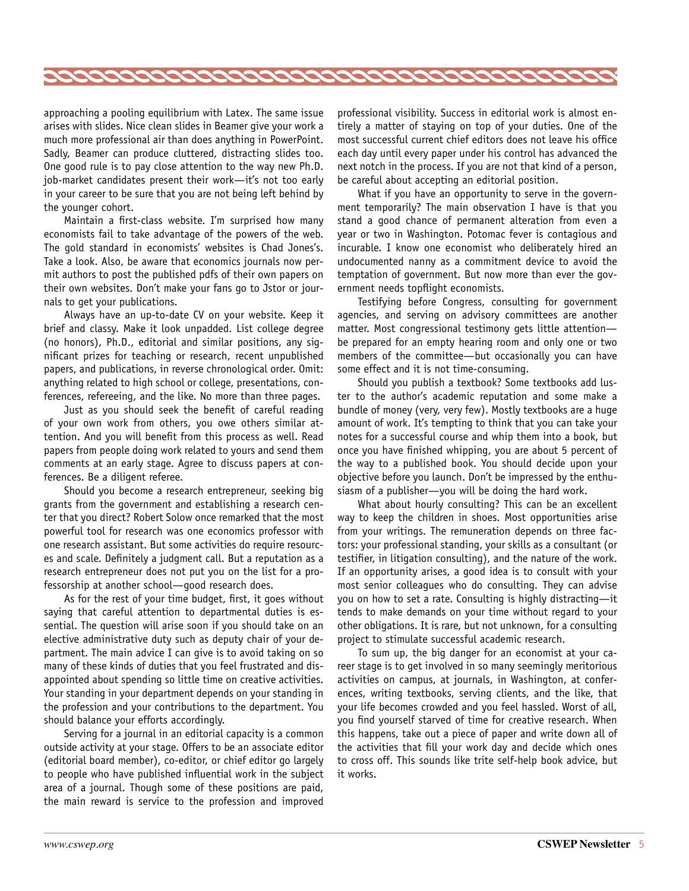approaching a pooling equilibrium with Latex. The same issue arises with slides. Nice clean slides in Beamer give your work a much more professional air than does anything in PowerPoint. Sadly, Beamer can produce cluttered, distracting slides too. One good rule is to pay close attention to the way new Ph.D. job-market candidates present their work—it's not too early in your career to be sure that you are not being left behind by the younger cohort.

Maintain a first-class website. I'm surprised how many economists fail to take advantage of the powers of the web. The gold standard in economists' websites is Chad Jones's. Take a look. Also, be aware that economics journals now permit authors to post the published pdfs of their own papers on their own websites. Don't make your fans go to Jstor or journals to get your publications.

Always have an up-to-date CV on your website. Keep it brief and classy. Make it look unpadded. List college degree (no honors), Ph.D., editorial and similar positions, any significant prizes for teaching or research, recent unpublished papers, and publications, in reverse chronological order. Omit: anything related to high school or college, presentations, conferences, refereeing, and the like. No more than three pages.

Just as you should seek the benefit of careful reading of your own work from others, you owe others similar attention. And you will benefit from this process as well. Read papers from people doing work related to yours and send them comments at an early stage. Agree to discuss papers at conferences. Be a diligent referee.

Should you become a research entrepreneur, seeking big grants from the government and establishing a research center that you direct? Robert Solow once remarked that the most powerful tool for research was one economics professor with one research assistant. But some activities do require resources and scale. Definitely a judgment call. But a reputation as a research entrepreneur does not put you on the list for a professorship at another school—good research does.

As for the rest of your time budget, first, it goes without saying that careful attention to departmental duties is essential. The question will arise soon if you should take on an elective administrative duty such as deputy chair of your department. The main advice I can give is to avoid taking on so many of these kinds of duties that you feel frustrated and disappointed about spending so little time on creative activities. Your standing in your department depends on your standing in the profession and your contributions to the department. You should balance your efforts accordingly.

Serving for a journal in an editorial capacity is a common outside activity at your stage. Offers to be an associate editor (editorial board member), co-editor, or chief editor go largely to people who have published influential work in the subject area of a journal. Though some of these positions are paid, the main reward is service to the profession and improved professional visibility. Success in editorial work is almost entirely a matter of staying on top of your duties. One of the most successful current chief editors does not leave his office each day until every paper under his control has advanced the next notch in the process. If you are not that kind of a person, be careful about accepting an editorial position.

What if you have an opportunity to serve in the government temporarily? The main observation I have is that you stand a good chance of permanent alteration from even a year or two in Washington. Potomac fever is contagious and incurable. I know one economist who deliberately hired an undocumented nanny as a commitment device to avoid the temptation of government. But now more than ever the government needs topflight economists.

Testifying before Congress, consulting for government agencies, and serving on advisory committees are another matter. Most congressional testimony gets little attention—be prepared for an empty hearing room and only one or two members of the committee—but occasionally you can have some effect and it is not time-consuming.

Should you publish a textbook? Some textbooks add luster to the author's academic reputation and some make a bundle of money (very, very few). Mostly textbooks are a huge amount of work. It's tempting to think that you can take your notes for a successful course and whip them into a book, but once you have finished whipping, you are about 5 percent of the way to a published book. You should decide upon your objective before you launch. Don't be impressed by the enthusiasm of a publisher—you will be doing the hard work.

What about hourly consulting? This can be an excellent way to keep the children in shoes. Most opportunities arise from your writings. The remuneration depends on three factors: your professional standing, your skills as a consultant (or testifier, in litigation consulting), and the nature of the work. If an opportunity arises, a good idea is to consult with your most senior colleagues who do consulting. They can advise you on how to set a rate. Consulting is highly distracting—it tends to make demands on your time without regard to your other obligations. It is rare, but not unknown, for a consulting project to stimulate successful academic research.

To sum up, the big danger for an economist at your career stage is to get involved in so many seemingly meritorious activities on campus, at journals, in Washington, at conferences, writing textbooks, serving clients, and the like, that your life becomes crowded and you feel hassled. Worst of all, you find yourself starved of time for creative research. When this happens, take out a piece of paper and write down all of the activities that fill your work day and decide which ones to cross off. This sounds like trite self-help book advice, but it works.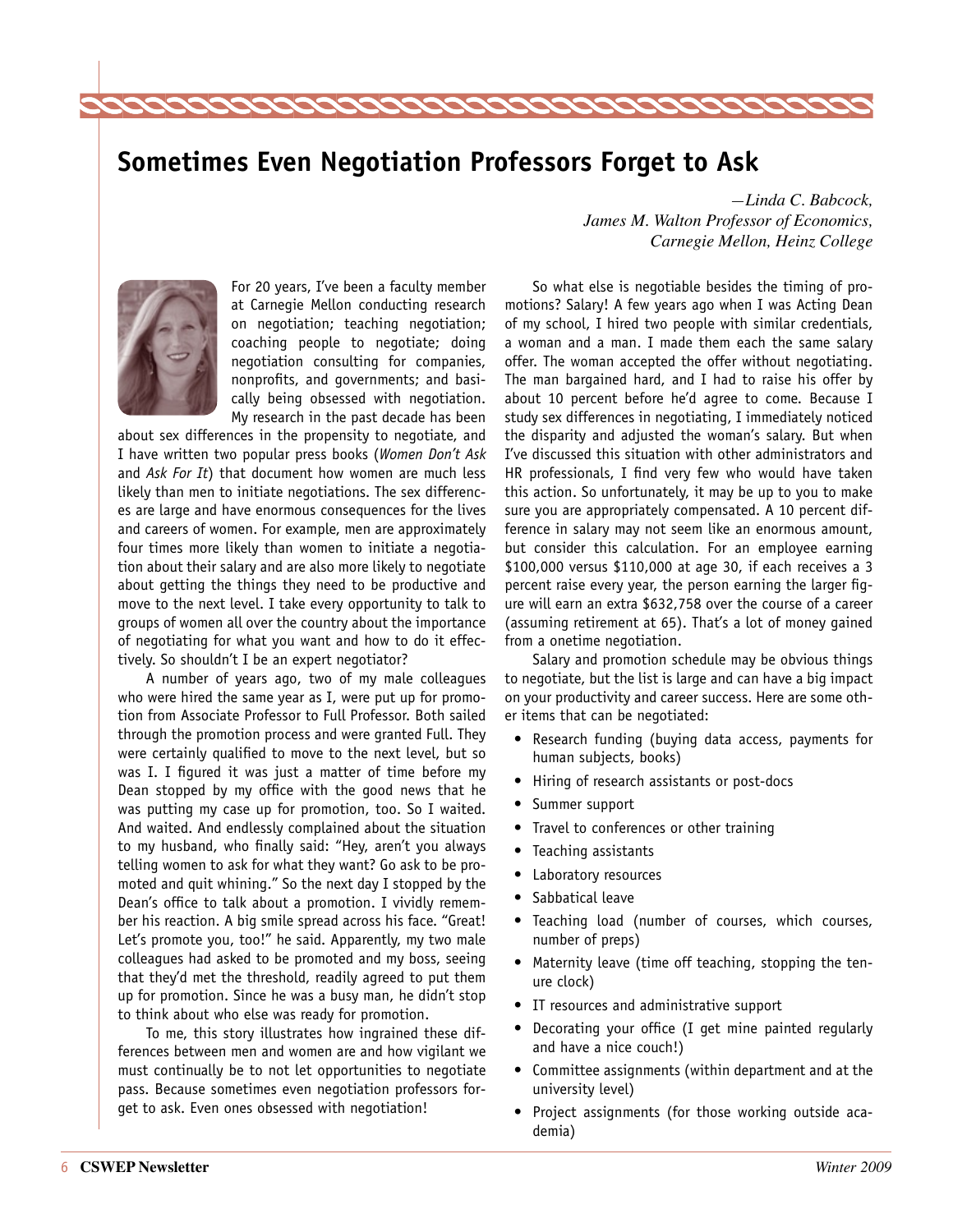## Sometimes Even Negotiation Professors Forget to Ask

*—Linda C. Babcock,*
*James M. Walton Professor of Economics,*
*Carnegie Mellon, Heinz College*

For 20 years, I've been a faculty member at Carnegie Mellon conducting research on negotiation; teaching negotiation; coaching people to negotiate; doing negotiation consulting for companies, nonprofits, and governments; and basically being obsessed with negotiation. My research in the past decade has been about sex differences in the propensity to negotiate, and I have written two popular press books (*Women Don't Ask* and *Ask For It*) that document how women are much less likely than men to initiate negotiations. The sex differences are large and have enormous consequences for the lives and careers of women. For example, men are approximately four times more likely than women to initiate a negotiation about their salary and are also more likely to negotiate about getting the things they need to be productive and move to the next level. I take every opportunity to talk to groups of women all over the country about the importance of negotiating for what you want and how to do it effectively. So shouldn't I be an expert negotiator?

A number of years ago, two of my male colleagues who were hired the same year as I, were put up for promotion from Associate Professor to Full Professor. Both sailed through the promotion process and were granted Full. They were certainly qualified to move to the next level, but so was I. I figured it was just a matter of time before my Dean stopped by my office with the good news that he was putting my case up for promotion, too. So I waited. And waited. And endlessly complained about the situation to my husband, who finally said: "Hey, aren't you always telling women to ask for what they want? Go ask to be promoted and quit whining." So the next day I stopped by the Dean's office to talk about a promotion. I vividly remember his reaction. A big smile spread across his face. "Great! Let's promote you, too!" he said. Apparently, my two male colleagues had asked to be promoted and my boss, seeing that they'd met the threshold, readily agreed to put them up for promotion. Since he was a busy man, he didn't stop to think about who else was ready for promotion.

To me, this story illustrates how ingrained these differences between men and women are and how vigilant we must continually be to not let opportunities to negotiate pass. Because sometimes even negotiation professors forget to ask. Even ones obsessed with negotiation!

So what else is negotiable besides the timing of promotions? Salary! A few years ago when I was Acting Dean of my school, I hired two people with similar credentials, a woman and a man. I made them each the same salary offer. The woman accepted the offer without negotiating. The man bargained hard, and I had to raise his offer by about 10 percent before he'd agree to come. Because I study sex differences in negotiating, I immediately noticed the disparity and adjusted the woman's salary. But when I've discussed this situation with other administrators and HR professionals, I find very few who would have taken this action. So unfortunately, it may be up to you to make sure you are appropriately compensated. A 10 percent difference in salary may not seem like an enormous amount, but consider this calculation. For an employee earning \$100,000 versus \$110,000 at age 30, if each receives a 3 percent raise every year, the person earning the larger figure will earn an extra \$632,758 over the course of a career (assuming retirement at 65). That's a lot of money gained from a onetime negotiation.

Salary and promotion schedule may be obvious things to negotiate, but the list is large and can have a big impact on your productivity and career success. Here are some other items that can be negotiated:

- Research funding (buying data access, payments for human subjects, books)
- Hiring of research assistants or post-docs
- Summer support
- Travel to conferences or other training
- Teaching assistants
- Laboratory resources
- Sabbatical leave
- Teaching load (number of courses, which courses, number of preps)
- Maternity leave (time off teaching, stopping the tenure clock)
- IT resources and administrative support
- Decorating your office (I get mine painted regularly and have a nice couch!)
- Committee assignments (within department and at the university level)
- Project assignments (for those working outside academia)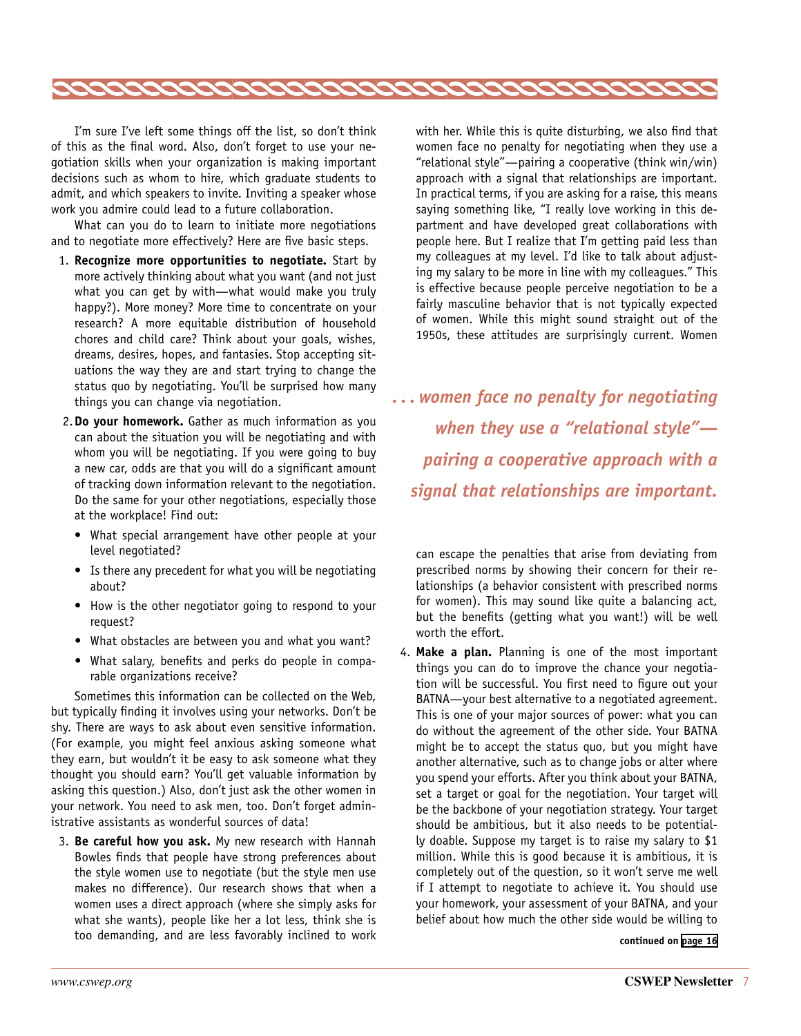I'm sure I've left some things off the list, so don't think of this as the final word. Also, don't forget to use your negotiation skills when your organization is making important decisions such as whom to hire, which graduate students to admit, and which speakers to invite. Inviting a speaker whose work you admire could lead to a future collaboration.

What can you do to learn to initiate more negotiations and to negotiate more effectively? Here are five basic steps.

1. **Recognize more opportunities to negotiate.** Start by more actively thinking about what you want (and not just what you can get by with—what would make you truly happy?). More money? More time to concentrate on your research? A more equitable distribution of household chores and child care? Think about your goals, wishes, dreams, desires, hopes, and fantasies. Stop accepting situations the way they are and start trying to change the status quo by negotiating. You'll be surprised how many things you can change via negotiation.

2. **Do your homework.** Gather as much information as you can about the situation you will be negotiating and with whom you will be negotiating. If you were going to buy a new car, odds are that you will do a significant amount of tracking down information relevant to the negotiation. Do the same for your other negotiations, especially those at the workplace! Find out:

   - What special arrangement have other people at your level negotiated?
   - Is there any precedent for what you will be negotiating about?
   - How is the other negotiator going to respond to your request?
   - What obstacles are between you and what you want?
   - What salary, benefits and perks do people in comparable organizations receive?

Sometimes this information can be collected on the Web, but typically finding it involves using your networks. Don't be shy. There are ways to ask about even sensitive information. (For example, you might feel anxious asking someone what they earn, but wouldn't it be easy to ask someone what they thought you should earn? You'll get valuable information by asking this question.) Also, don't just ask the other women in your network. You need to ask men, too. Don't forget administrative assistants as wonderful sources of data!

3. **Be careful how you ask.** My new research with Hannah Bowles finds that people have strong preferences about the style women use to negotiate (but the style men use makes no difference). Our research shows that when a women uses a direct approach (where she simply asks for what she wants), people like her a lot less, think she is too demanding, and are less favorably inclined to work with her. While this is quite disturbing, we also find that women face no penalty for negotiating when they use a "relational style"—pairing a cooperative (think win/win) approach with a signal that relationships are important. In practical terms, if you are asking for a raise, this means saying something like, "I really love working in this department and have developed great collaborations with people here. But I realize that I'm getting paid less than my colleagues at my level. I'd like to talk about adjusting my salary to be more in line with my colleagues." This is effective because people perceive negotiation to be a fairly masculine behavior that is not typically expected of women. While this might sound straight out of the 1950s, these attitudes are surprisingly current. Women can escape the penalties that arise from deviating from prescribed norms by showing their concern for their relationships (a behavior consistent with prescribed norms for women). This may sound like quite a balancing act, but the benefits (getting what you want!) will be well worth the effort.

*. . . women face no penalty for negotiating when they use a "relational style"—pairing a cooperative approach with a signal that relationships are important.*

4. **Make a plan.** Planning is one of the most important things you can do to improve the chance your negotiation will be successful. You first need to figure out your BATNA—your best alternative to a negotiated agreement. This is one of your major sources of power: what you can do without the agreement of the other side. Your BATNA might be to accept the status quo, but you might have another alternative, such as to change jobs or alter where you spend your efforts. After you think about your BATNA, set a target or goal for the negotiation. Your target will be the backbone of your negotiation strategy. Your target should be ambitious, but it also needs to be potentially doable. Suppose my target is to raise my salary to $1 million. While this is good because it is ambitious, it is completely out of the question, so it won't serve me well if I attempt to negotiate to achieve it. You should use your homework, your assessment of your BATNA, and your belief about how much the other side would be willing to

**continued on page 16**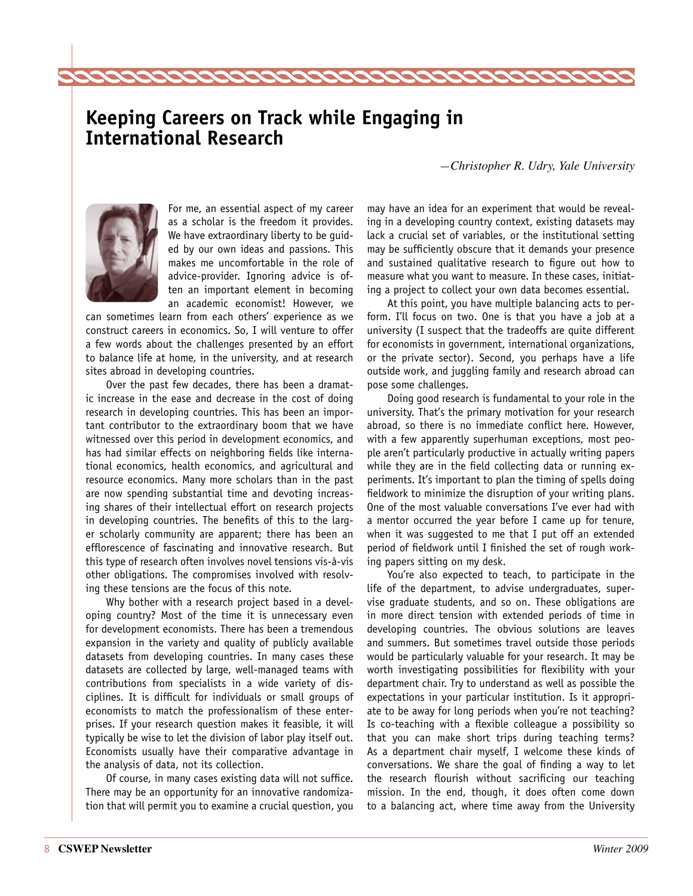# Keeping Careers on Track while Engaging in International Research

*—Christopher R. Udry, Yale University*

For me, an essential aspect of my career as a scholar is the freedom it provides. We have extraordinary liberty to be guided by our own ideas and passions. This makes me uncomfortable in the role of advice-provider. Ignoring advice is often an important element in becoming an academic economist! However, we can sometimes learn from each others' experience as we construct careers in economics. So, I will venture to offer a few words about the challenges presented by an effort to balance life at home, in the university, and at research sites abroad in developing countries.

Over the past few decades, there has been a dramatic increase in the ease and decrease in the cost of doing research in developing countries. This has been an important contributor to the extraordinary boom that we have witnessed over this period in development economics, and has had similar effects on neighboring fields like international economics, health economics, and agricultural and resource economics. Many more scholars than in the past are now spending substantial time and devoting increasing shares of their intellectual effort on research projects in developing countries. The benefits of this to the larger scholarly community are apparent; there has been an efflorescence of fascinating and innovative research. But this type of research often involves novel tensions vis-à-vis other obligations. The compromises involved with resolving these tensions are the focus of this note.

Why bother with a research project based in a developing country? Most of the time it is unnecessary even for development economists. There has been a tremendous expansion in the variety and quality of publicly available datasets from developing countries. In many cases these datasets are collected by large, well-managed teams with contributions from specialists in a wide variety of disciplines. It is difficult for individuals or small groups of economists to match the professionalism of these enterprises. If your research question makes it feasible, it will typically be wise to let the division of labor play itself out. Economists usually have their comparative advantage in the analysis of data, not its collection.

Of course, in many cases existing data will not suffice. There may be an opportunity for an innovative randomization that will permit you to examine a crucial question, you may have an idea for an experiment that would be revealing in a developing country context, existing datasets may lack a crucial set of variables, or the institutional setting may be sufficiently obscure that it demands your presence and sustained qualitative research to figure out how to measure what you want to measure. In these cases, initiating a project to collect your own data becomes essential.

At this point, you have multiple balancing acts to perform. I'll focus on two. One is that you have a job at a university (I suspect that the tradeoffs are quite different for economists in government, international organizations, or the private sector). Second, you perhaps have a life outside work, and juggling family and research abroad can pose some challenges.

Doing good research is fundamental to your role in the university. That's the primary motivation for your research abroad, so there is no immediate conflict here. However, with a few apparently superhuman exceptions, most people aren't particularly productive in actually writing papers while they are in the field collecting data or running experiments. It's important to plan the timing of spells doing fieldwork to minimize the disruption of your writing plans. One of the most valuable conversations I've ever had with a mentor occurred the year before I came up for tenure, when it was suggested to me that I put off an extended period of fieldwork until I finished the set of rough working papers sitting on my desk.

You're also expected to teach, to participate in the life of the department, to advise undergraduates, supervise graduate students, and so on. These obligations are in more direct tension with extended periods of time in developing countries. The obvious solutions are leaves and summers. But sometimes travel outside those periods would be particularly valuable for your research. It may be worth investigating possibilities for flexibility with your department chair. Try to understand as well as possible the expectations in your particular institution. Is it appropriate to be away for long periods when you're not teaching? Is co-teaching with a flexible colleague a possibility so that you can make short trips during teaching terms? As a department chair myself, I welcome these kinds of conversations. We share the goal of finding a way to let the research flourish without sacrificing our teaching mission. In the end, though, it does often come down to a balancing act, where time away from the University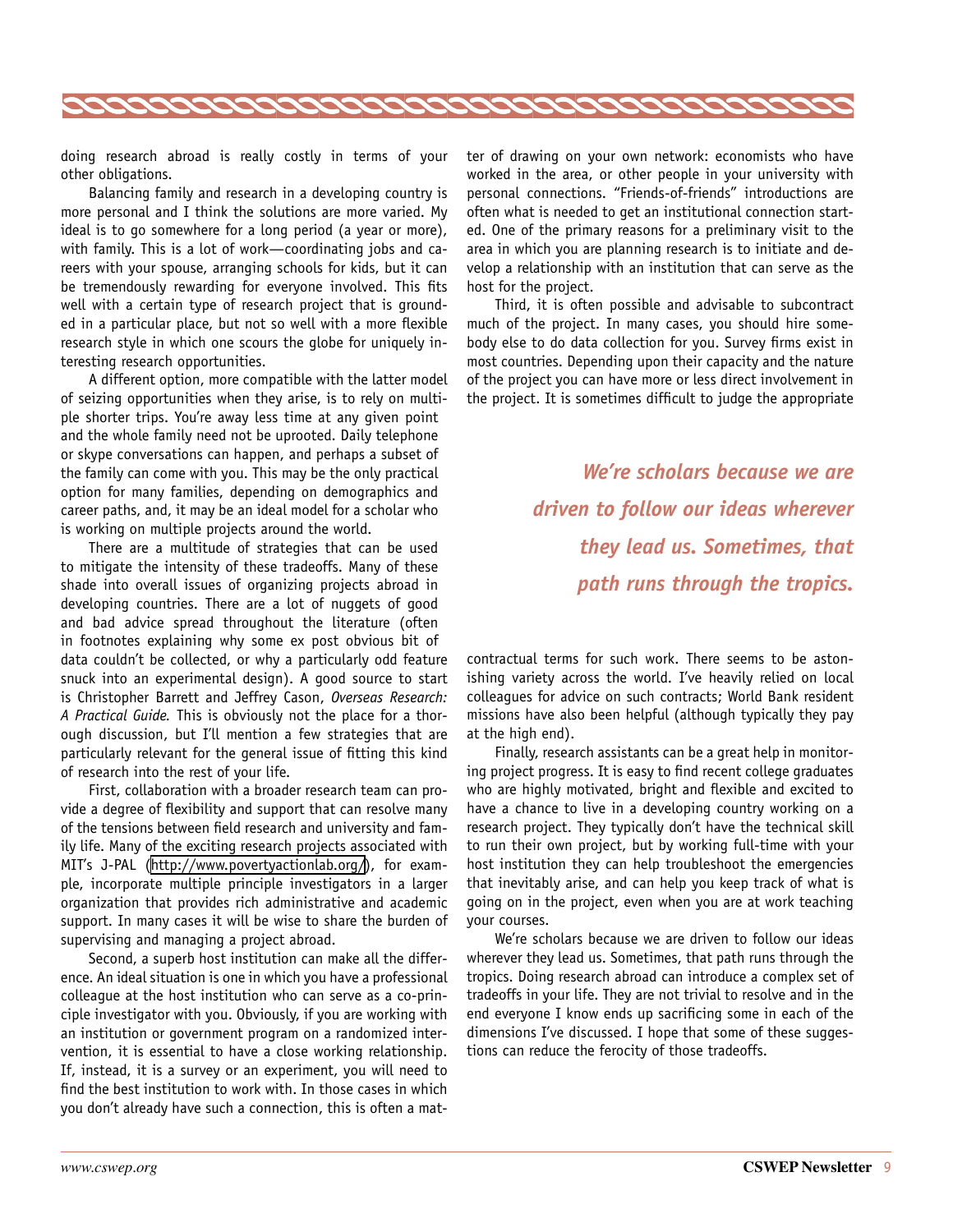doing research abroad is really costly in terms of your other obligations.

Balancing family and research in a developing country is more personal and I think the solutions are more varied. My ideal is to go somewhere for a long period (a year or more), with family. This is a lot of work—coordinating jobs and careers with your spouse, arranging schools for kids, but it can be tremendously rewarding for everyone involved. This fits well with a certain type of research project that is grounded in a particular place, but not so well with a more flexible research style in which one scours the globe for uniquely interesting research opportunities.

A different option, more compatible with the latter model of seizing opportunities when they arise, is to rely on multiple shorter trips. You're away less time at any given point and the whole family need not be uprooted. Daily telephone or skype conversations can happen, and perhaps a subset of the family can come with you. This may be the only practical option for many families, depending on demographics and career paths, and, it may be an ideal model for a scholar who is working on multiple projects around the world.

There are a multitude of strategies that can be used to mitigate the intensity of these tradeoffs. Many of these shade into overall issues of organizing projects abroad in developing countries. There are a lot of nuggets of good and bad advice spread throughout the literature (often in footnotes explaining why some ex post obvious bit of data couldn't be collected, or why a particularly odd feature snuck into an experimental design). A good source to start is Christopher Barrett and Jeffrey Cason, *Overseas Research: A Practical Guide.* This is obviously not the place for a thorough discussion, but I'll mention a few strategies that are particularly relevant for the general issue of fitting this kind of research into the rest of your life.

First, collaboration with a broader research team can provide a degree of flexibility and support that can resolve many of the tensions between field research and university and family life. Many of the exciting research projects associated with MIT's J-PAL (http://www.povertyactionlab.org/), for example, incorporate multiple principle investigators in a larger organization that provides rich administrative and academic support. In many cases it will be wise to share the burden of supervising and managing a project abroad.

Second, a superb host institution can make all the difference. An ideal situation is one in which you have a professional colleague at the host institution who can serve as a co-principle investigator with you. Obviously, if you are working with an institution or government program on a randomized intervention, it is essential to have a close working relationship. If, instead, it is a survey or an experiment, you will need to find the best institution to work with. In those cases in which you don't already have such a connection, this is often a matter of drawing on your own network: economists who have worked in the area, or other people in your university with personal connections. "Friends-of-friends" introductions are often what is needed to get an institutional connection started. One of the primary reasons for a preliminary visit to the area in which you are planning research is to initiate and develop a relationship with an institution that can serve as the host for the project.

Third, it is often possible and advisable to subcontract much of the project. In many cases, you should hire somebody else to do data collection for you. Survey firms exist in most countries. Depending upon their capacity and the nature of the project you can have more or less direct involvement in the project. It is sometimes difficult to judge the appropriate contractual terms for such work. There seems to be astonishing variety across the world. I've heavily relied on local colleagues for advice on such contracts; World Bank resident missions have also been helpful (although typically they pay at the high end).

> ***We're scholars because we are driven to follow our ideas wherever they lead us. Sometimes, that path runs through the tropics.***

Finally, research assistants can be a great help in monitoring project progress. It is easy to find recent college graduates who are highly motivated, bright and flexible and excited to have a chance to live in a developing country working on a research project. They typically don't have the technical skill to run their own project, but by working full-time with your host institution they can help troubleshoot the emergencies that inevitably arise, and can help you keep track of what is going on in the project, even when you are at work teaching your courses.

We're scholars because we are driven to follow our ideas wherever they lead us. Sometimes, that path runs through the tropics. Doing research abroad can introduce a complex set of tradeoffs in your life. They are not trivial to resolve and in the end everyone I know ends up sacrificing some in each of the dimensions I've discussed. I hope that some of these suggestions can reduce the ferocity of those tradeoffs.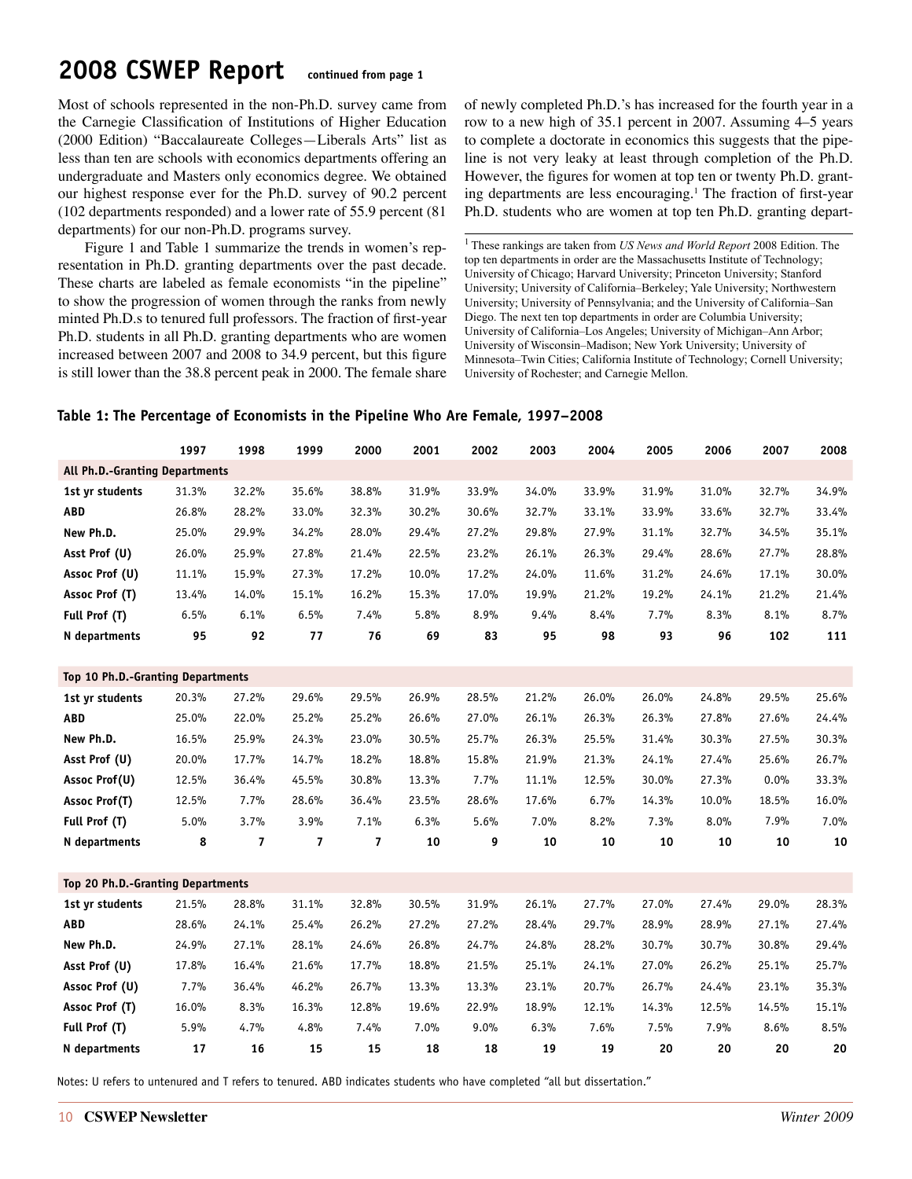## 2008 CSWEP Report continued from page 1

Most of schools represented in the non-Ph.D. survey came from the Carnegie Classification of Institutions of Higher Education (2000 Edition) "Baccalaureate Colleges—Liberals Arts" list as less than ten are schools with economics departments offering an undergraduate and Masters only economics degree. We obtained our highest response ever for the Ph.D. survey of 90.2 percent (102 departments responded) and a lower rate of 55.9 percent (81 departments) for our non-Ph.D. programs survey.

Figure 1 and Table 1 summarize the trends in women's representation in Ph.D. granting departments over the past decade. These charts are labeled as female economists "in the pipeline" to show the progression of women through the ranks from newly minted Ph.D.s to tenured full professors. The fraction of first-year Ph.D. students in all Ph.D. granting departments who are women increased between 2007 and 2008 to 34.9 percent, but this figure is still lower than the 38.8 percent peak in 2000. The female share of newly completed Ph.D.'s has increased for the fourth year in a row to a new high of 35.1 percent in 2007. Assuming 4–5 years to complete a doctorate in economics this suggests that the pipeline is not very leaky at least through completion of the Ph.D. However, the figures for women at top ten or twenty Ph.D. granting departments are less encouraging.[1] The fraction of first-year Ph.D. students who are women at top ten Ph.D. granting depart-

[1] These rankings are taken from *US News and World Report* 2008 Edition. The top ten departments in order are the Massachusetts Institute of Technology; University of Chicago; Harvard University; Princeton University; Stanford University; University of California–Berkeley; Yale University; Northwestern University; University of Pennsylvania; and the University of California–San Diego. The next ten top departments in order are Columbia University; University of California–Los Angeles; University of Michigan–Ann Arbor; University of Wisconsin–Madison; New York University; University of Minnesota–Twin Cities; California Institute of Technology; Cornell University; University of Rochester; and Carnegie Mellon.

**Table 1: The Percentage of Economists in the Pipeline Who Are Female, 1997–2008**

| | 1997 | 1998 | 1999 | 2000 | 2001 | 2002 | 2003 | 2004 | 2005 | 2006 | 2007 | 2008 |
|---|---|---|---|---|---|---|---|---|---|---|---|---|
| **All Ph.D.-Granting Departments** | | | | | | | | | | | | |
| 1st yr students | 31.3% | 32.2% | 35.6% | 38.8% | 31.9% | 33.9% | 34.0% | 33.9% | 31.9% | 31.0% | 32.7% | 34.9% |
| ABD | 26.8% | 28.2% | 33.0% | 32.3% | 30.2% | 30.6% | 32.7% | 33.1% | 33.9% | 33.6% | 32.7% | 33.4% |
| New Ph.D. | 25.0% | 29.9% | 34.2% | 28.0% | 29.4% | 27.2% | 29.8% | 27.9% | 31.1% | 32.7% | 34.5% | 35.1% |
| Asst Prof (U) | 26.0% | 25.9% | 27.8% | 21.4% | 22.5% | 23.2% | 26.1% | 26.3% | 29.4% | 28.6% | 27.7% | 28.8% |
| Assoc Prof (U) | 11.1% | 15.9% | 27.3% | 17.2% | 10.0% | 17.2% | 24.0% | 11.6% | 31.2% | 24.6% | 17.1% | 30.0% |
| Assoc Prof (T) | 13.4% | 14.0% | 15.1% | 16.2% | 15.3% | 17.0% | 19.9% | 21.2% | 19.2% | 24.1% | 21.2% | 21.4% |
| Full Prof (T) | 6.5% | 6.1% | 6.5% | 7.4% | 5.8% | 8.9% | 9.4% | 8.4% | 7.7% | 8.3% | 8.1% | 8.7% |
| N departments | 95 | 92 | 77 | 76 | 69 | 83 | 95 | 98 | 93 | 96 | 102 | 111 |
| **Top 10 Ph.D.-Granting Departments** | | | | | | | | | | | | |
| 1st yr students | 20.3% | 27.2% | 29.6% | 29.5% | 26.9% | 28.5% | 21.2% | 26.0% | 26.0% | 24.8% | 29.5% | 25.6% |
| ABD | 25.0% | 22.0% | 25.2% | 25.2% | 26.6% | 27.0% | 26.1% | 26.3% | 26.3% | 27.8% | 27.6% | 24.4% |
| New Ph.D. | 16.5% | 25.9% | 24.3% | 23.0% | 30.5% | 25.7% | 26.3% | 25.5% | 31.4% | 30.3% | 27.5% | 30.3% |
| Asst Prof (U) | 20.0% | 17.7% | 14.7% | 18.2% | 18.8% | 15.8% | 21.9% | 21.3% | 24.1% | 27.4% | 25.6% | 26.7% |
| Assoc Prof(U) | 12.5% | 36.4% | 45.5% | 30.8% | 13.3% | 7.7% | 11.1% | 12.5% | 30.0% | 27.3% | 0.0% | 33.3% |
| Assoc Prof(T) | 12.5% | 7.7% | 28.6% | 36.4% | 23.5% | 28.6% | 17.6% | 6.7% | 14.3% | 10.0% | 18.5% | 16.0% |
| Full Prof (T) | 5.0% | 3.7% | 3.9% | 7.1% | 6.3% | 5.6% | 7.0% | 8.2% | 7.3% | 8.0% | 7.9% | 7.0% |
| N departments | 8 | 7 | 7 | 7 | 10 | 9 | 10 | 10 | 10 | 10 | 10 | 10 |
| **Top 20 Ph.D.-Granting Departments** | | | | | | | | | | | | |
| 1st yr students | 21.5% | 28.8% | 31.1% | 32.8% | 30.5% | 31.9% | 26.1% | 27.7% | 27.0% | 27.4% | 29.0% | 28.3% |
| ABD | 28.6% | 24.1% | 25.4% | 26.2% | 27.2% | 27.2% | 28.4% | 29.7% | 28.9% | 28.9% | 27.1% | 27.4% |
| New Ph.D. | 24.9% | 27.1% | 28.1% | 24.6% | 26.8% | 24.7% | 24.8% | 28.2% | 30.7% | 30.7% | 30.8% | 29.4% |
| Asst Prof (U) | 17.8% | 16.4% | 21.6% | 17.7% | 18.8% | 21.5% | 25.1% | 24.1% | 27.0% | 26.2% | 25.1% | 25.7% |
| Assoc Prof (U) | 7.7% | 36.4% | 46.2% | 26.7% | 13.3% | 13.3% | 23.1% | 20.7% | 26.7% | 24.4% | 23.1% | 35.3% |
| Assoc Prof (T) | 16.0% | 8.3% | 16.3% | 12.8% | 19.6% | 22.9% | 18.9% | 12.1% | 14.3% | 12.5% | 14.5% | 15.1% |
| Full Prof (T) | 5.9% | 4.7% | 4.8% | 7.4% | 7.0% | 9.0% | 6.3% | 7.6% | 7.5% | 7.9% | 8.6% | 8.5% |
| N departments | 17 | 16 | 15 | 15 | 18 | 18 | 19 | 19 | 20 | 20 | 20 | 20 |

Notes: U refers to untenured and T refers to tenured. ABD indicates students who have completed "all but dissertation."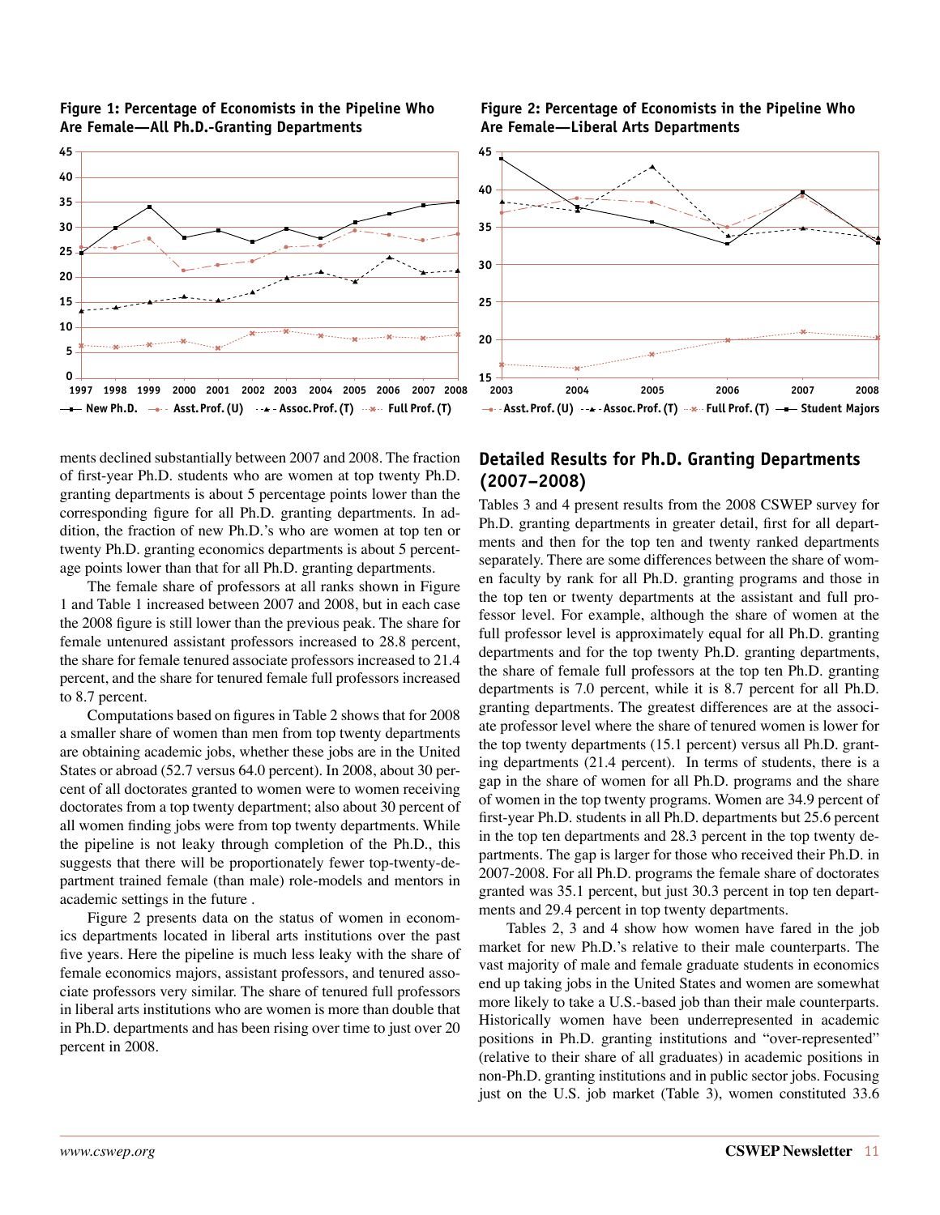**Figure 1: Percentage of Economists in the Pipeline Who Are Female—All Ph.D.-Granting Departments**

**Figure 2: Percentage of Economists in the Pipeline Who Are Female—Liberal Arts Departments**

ments declined substantially between 2007 and 2008. The fraction of first-year Ph.D. students who are women at top twenty Ph.D. granting departments is about 5 percentage points lower than the corresponding figure for all Ph.D. granting departments. In addition, the fraction of new Ph.D.'s who are women at top ten or twenty Ph.D. granting economics departments is about 5 percentage points lower than that for all Ph.D. granting departments.

The female share of professors at all ranks shown in Figure 1 and Table 1 increased between 2007 and 2008, but in each case the 2008 figure is still lower than the previous peak. The share for female untenured assistant professors increased to 28.8 percent, the share for female tenured associate professors increased to 21.4 percent, and the share for tenured female full professors increased to 8.7 percent.

Computations based on figures in Table 2 shows that for 2008 a smaller share of women than men from top twenty departments are obtaining academic jobs, whether these jobs are in the United States or abroad (52.7 versus 64.0 percent). In 2008, about 30 percent of all doctorates granted to women were to women receiving doctorates from a top twenty department; also about 30 percent of all women finding jobs were from top twenty departments. While the pipeline is not leaky through completion of the Ph.D., this suggests that there will be proportionately fewer top-twenty-department trained female (than male) role-models and mentors in academic settings in the future .

Figure 2 presents data on the status of women in economics departments located in liberal arts institutions over the past five years. Here the pipeline is much less leaky with the share of female economics majors, assistant professors, and tenured associate professors very similar. The share of tenured full professors in liberal arts institutions who are women is more than double that in Ph.D. departments and has been rising over time to just over 20 percent in 2008.

## Detailed Results for Ph.D. Granting Departments (2007–2008)

Tables 3 and 4 present results from the 2008 CSWEP survey for Ph.D. granting departments in greater detail, first for all departments and then for the top ten and twenty ranked departments separately. There are some differences between the share of women faculty by rank for all Ph.D. granting programs and those in the top ten or twenty departments at the assistant and full professor level. For example, although the share of women at the full professor level is approximately equal for all Ph.D. granting departments and for the top twenty Ph.D. granting departments, the share of female full professors at the top ten Ph.D. granting departments is 7.0 percent, while it is 8.7 percent for all Ph.D. granting departments. The greatest differences are at the associate professor level where the share of tenured women is lower for the top twenty departments (15.1 percent) versus all Ph.D. granting departments (21.4 percent). In terms of students, there is a gap in the share of women for all Ph.D. programs and the share of women in the top twenty programs. Women are 34.9 percent of first-year Ph.D. students in all Ph.D. departments but 25.6 percent in the top ten departments and 28.3 percent in the top twenty departments. The gap is larger for those who received their Ph.D. in 2007-2008. For all Ph.D. programs the female share of doctorates granted was 35.1 percent, but just 30.3 percent in top ten departments and 29.4 percent in top twenty departments.

Tables 2, 3 and 4 show how women have fared in the job market for new Ph.D.'s relative to their male counterparts. The vast majority of male and female graduate students in economics end up taking jobs in the United States and women are somewhat more likely to take a U.S.-based job than their male counterparts. Historically women have been underrepresented in academic positions in Ph.D. granting institutions and "over-represented" (relative to their share of all graduates) in academic positions in non-Ph.D. granting institutions and in public sector jobs. Focusing just on the U.S. job market (Table 3), women constituted 33.6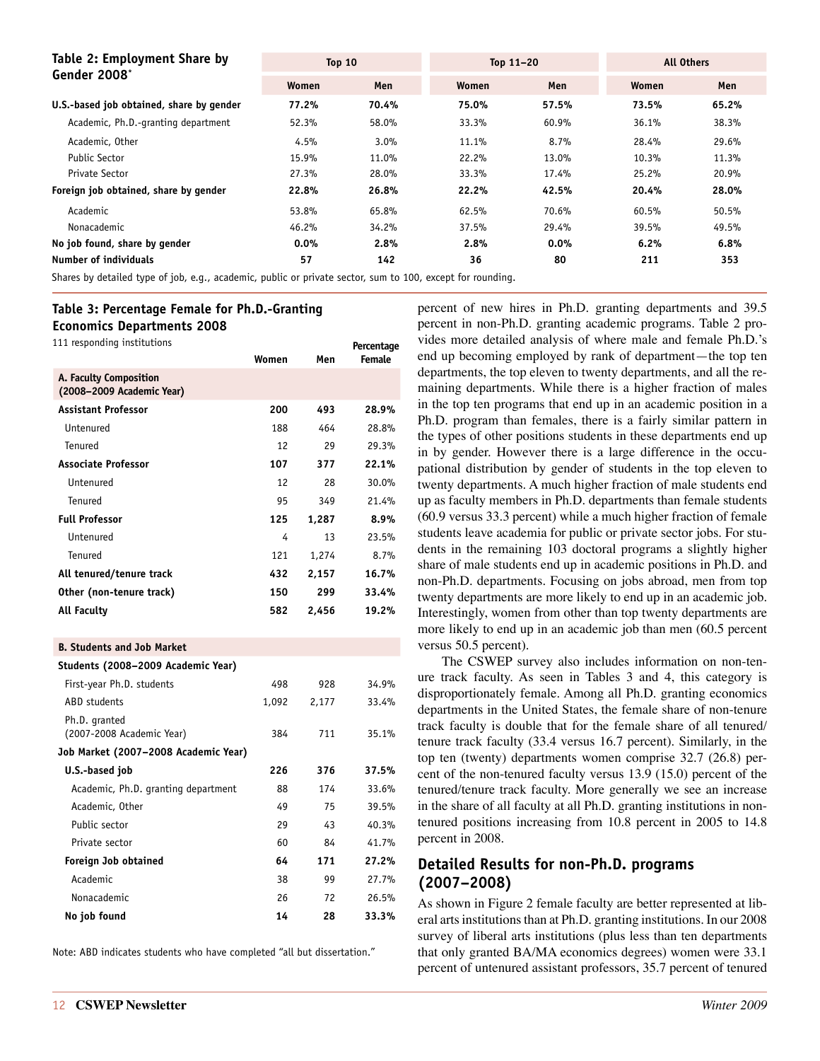**Table 2: Employment Share by Gender 2008***

| | Top 10 | | Top 11–20 | | All Others | |
|---|---|---|---|---|---|---|
| | Women | Men | Women | Men | Women | Men |
| **U.S.-based job obtained, share by gender** | **77.2%** | **70.4%** | **75.0%** | **57.5%** | **73.5%** | **65.2%** |
| Academic, Ph.D.-granting department | 52.3% | 58.0% | 33.3% | 60.9% | 36.1% | 38.3% |
| Academic, Other | 4.5% | 3.0% | 11.1% | 8.7% | 28.4% | 29.6% |
| Public Sector | 15.9% | 11.0% | 22.2% | 13.0% | 10.3% | 11.3% |
| Private Sector | 27.3% | 28.0% | 33.3% | 17.4% | 25.2% | 20.9% |
| **Foreign job obtained, share by gender** | **22.8%** | **26.8%** | **22.2%** | **42.5%** | **20.4%** | **28.0%** |
| Academic | 53.8% | 65.8% | 62.5% | 70.6% | 60.5% | 50.5% |
| Nonacademic | 46.2% | 34.2% | 37.5% | 29.4% | 39.5% | 49.5% |
| **No job found, share by gender** | **0.0%** | **2.8%** | **2.8%** | **0.0%** | **6.2%** | **6.8%** |
| **Number of individuals** | **57** | **142** | **36** | **80** | **211** | **353** |

Shares by detailed type of job, e.g., academic, public or private sector, sum to 100, except for rounding.

**Table 3: Percentage Female for Ph.D.-Granting Economics Departments 2008**

111 responding institutions

| | Women | Men | Percentage Female |
|---|---|---|---|
| **A. Faculty Composition (2008–2009 Academic Year)** | | | |
| **Assistant Professor** | **200** | **493** | **28.9%** |
| Untenured | 188 | 464 | 28.8% |
| Tenured | 12 | 29 | 29.3% |
| **Associate Professor** | **107** | **377** | **22.1%** |
| Untenured | 12 | 28 | 30.0% |
| Tenured | 95 | 349 | 21.4% |
| **Full Professor** | **125** | **1,287** | **8.9%** |
| Untenured | 4 | 13 | 23.5% |
| Tenured | 121 | 1,274 | 8.7% |
| **All tenured/tenure track** | **432** | **2,157** | **16.7%** |
| **Other (non-tenure track)** | **150** | **299** | **33.4%** |
| **All Faculty** | **582** | **2,456** | **19.2%** |
| **B. Students and Job Market** | | | |
| **Students (2008–2009 Academic Year)** | | | |
| First-year Ph.D. students | 498 | 928 | 34.9% |
| ABD students | 1,092 | 2,177 | 33.4% |
| Ph.D. granted (2007-2008 Academic Year) | 384 | 711 | 35.1% |
| **Job Market (2007–2008 Academic Year)** | | | |
| **U.S.-based job** | **226** | **376** | **37.5%** |
| Academic, Ph.D. granting department | 88 | 174 | 33.6% |
| Academic, Other | 49 | 75 | 39.5% |
| Public sector | 29 | 43 | 40.3% |
| Private sector | 60 | 84 | 41.7% |
| **Foreign Job obtained** | **64** | **171** | **27.2%** |
| Academic | 38 | 99 | 27.7% |
| Nonacademic | 26 | 72 | 26.5% |
| **No job found** | **14** | **28** | **33.3%** |

Note: ABD indicates students who have completed "all but dissertation."

percent of new hires in Ph.D. granting departments and 39.5 percent in non-Ph.D. granting academic programs. Table 2 provides more detailed analysis of where male and female Ph.D.'s end up becoming employed by rank of department—the top ten departments, the top eleven to twenty departments, and all the remaining departments. While there is a higher fraction of males in the top ten programs that end up in an academic position in a Ph.D. program than females, there is a fairly similar pattern in the types of other positions students in these departments end up in by gender. However there is a large difference in the occupational distribution by gender of students in the top eleven to twenty departments. A much higher fraction of male students end up as faculty members in Ph.D. departments than female students (60.9 versus 33.3 percent) while a much higher fraction of female students leave academia for public or private sector jobs. For students in the remaining 103 doctoral programs a slightly higher share of male students end up in academic positions in Ph.D. and non-Ph.D. departments. Focusing on jobs abroad, men from top twenty departments are more likely to end up in an academic job. Interestingly, women from other than top twenty departments are more likely to end up in an academic job than men (60.5 percent versus 50.5 percent).

The CSWEP survey also includes information on non-tenure track faculty. As seen in Tables 3 and 4, this category is disproportionately female. Among all Ph.D. granting economics departments in the United States, the female share of non-tenure track faculty is double that for the female share of all tenured/tenure track faculty (33.4 versus 16.7 percent). Similarly, in the top ten (twenty) departments women comprise 32.7 (26.8) percent of the non-tenured faculty versus 13.9 (15.0) percent of the tenured/tenure track faculty. More generally we see an increase in the share of all faculty at all Ph.D. granting institutions in non-tenured positions increasing from 10.8 percent in 2005 to 14.8 percent in 2008.

## Detailed Results for non-Ph.D. programs (2007–2008)

As shown in Figure 2 female faculty are better represented at liberal arts institutions than at Ph.D. granting institutions. In our 2008 survey of liberal arts institutions (plus less than ten departments that only granted BA/MA economics degrees) women were 33.1 percent of untenured assistant professors, 35.7 percent of tenured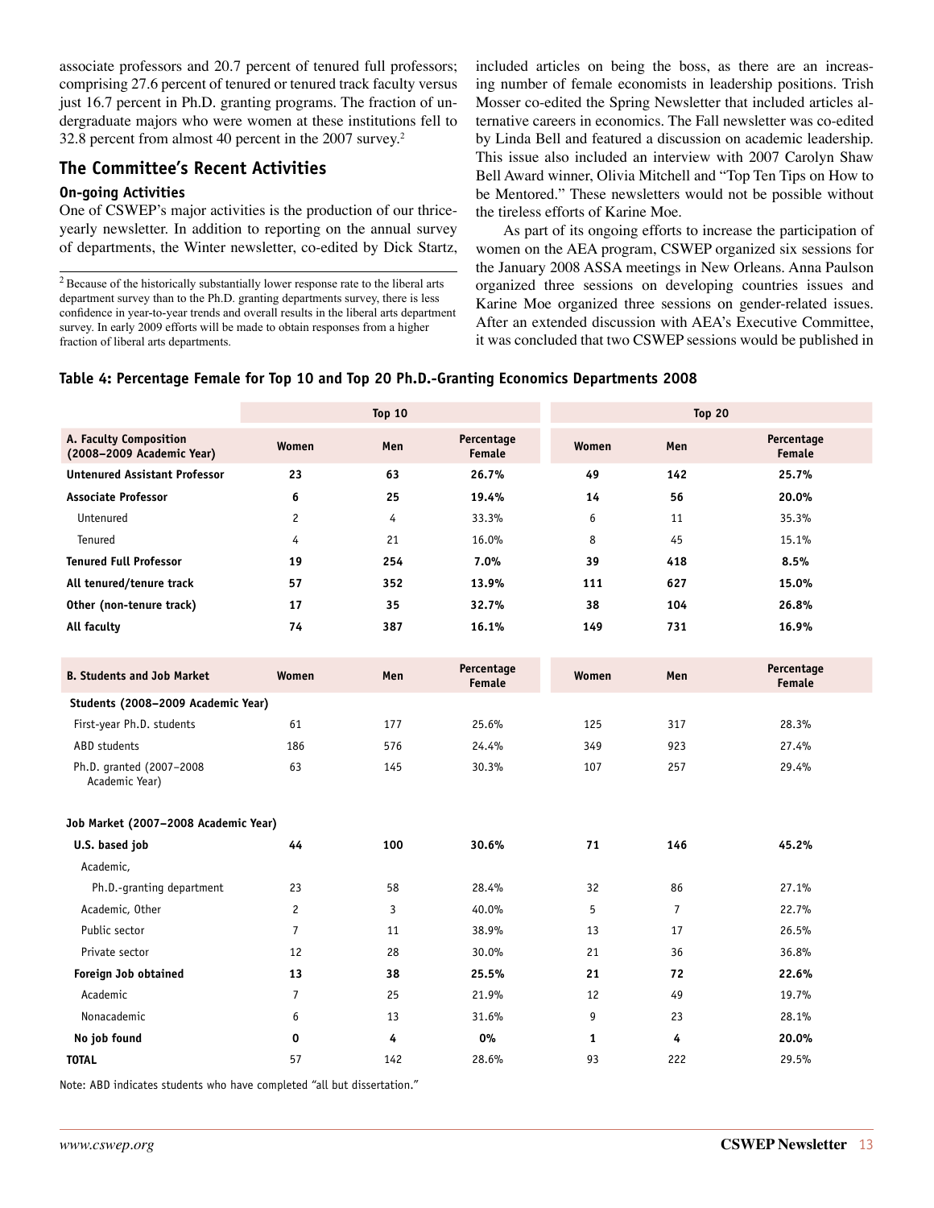associate professors and 20.7 percent of tenured full professors; comprising 27.6 percent of tenured or tenured track faculty versus just 16.7 percent in Ph.D. granting programs. The fraction of undergraduate majors who were women at these institutions fell to 32.8 percent from almost 40 percent in the 2007 survey.[2]

## The Committee's Recent Activities

### On-going Activities

One of CSWEP's major activities is the production of our thrice-yearly newsletter. In addition to reporting on the annual survey of departments, the Winter newsletter, co-edited by Dick Startz, included articles on being the boss, as there are an increasing number of female economists in leadership positions. Trish Mosser co-edited the Spring Newsletter that included articles alternative careers in economics. The Fall newsletter was co-edited by Linda Bell and featured a discussion on academic leadership. This issue also included an interview with 2007 Carolyn Shaw Bell Award winner, Olivia Mitchell and "Top Ten Tips on How to be Mentored." These newsletters would not be possible without the tireless efforts of Karine Moe.

As part of its ongoing efforts to increase the participation of women on the AEA program, CSWEP organized six sessions for the January 2008 ASSA meetings in New Orleans. Anna Paulson organized three sessions on developing countries issues and Karine Moe organized three sessions on gender-related issues. After an extended discussion with AEA's Executive Committee, it was concluded that two CSWEP sessions would be published in

[2] Because of the historically substantially lower response rate to the liberal arts department survey than to the Ph.D. granting departments survey, there is less confidence in year-to-year trends and overall results in the liberal arts department survey. In early 2009 efforts will be made to obtain responses from a higher fraction of liberal arts departments.

**Table 4: Percentage Female for Top 10 and Top 20 Ph.D.-Granting Economics Departments 2008**

| | Top 10 | | | Top 20 | | |
|---|---|---|---|---|---|---|
| **A. Faculty Composition (2008–2009 Academic Year)** | **Women** | **Men** | **Percentage Female** | **Women** | **Men** | **Percentage Female** |
| **Untenured Assistant Professor** | **23** | **63** | **26.7%** | **49** | **142** | **25.7%** |
| **Associate Professor** | **6** | **25** | **19.4%** | **14** | **56** | **20.0%** |
| Untenured | 2 | 4 | 33.3% | 6 | 11 | 35.3% |
| Tenured | 4 | 21 | 16.0% | 8 | 45 | 15.1% |
| **Tenured Full Professor** | **19** | **254** | **7.0%** | **39** | **418** | **8.5%** |
| **All tenured/tenure track** | **57** | **352** | **13.9%** | **111** | **627** | **15.0%** |
| **Other (non-tenure track)** | **17** | **35** | **32.7%** | **38** | **104** | **26.8%** |
| **All faculty** | **74** | **387** | **16.1%** | **149** | **731** | **16.9%** |
| **B. Students and Job Market** | **Women** | **Men** | **Percentage Female** | **Women** | **Men** | **Percentage Female** |
| **Students (2008–2009 Academic Year)** | | | | | | |
| First-year Ph.D. students | 61 | 177 | 25.6% | 125 | 317 | 28.3% |
| ABD students | 186 | 576 | 24.4% | 349 | 923 | 27.4% |
| Ph.D. granted (2007–2008 Academic Year) | 63 | 145 | 30.3% | 107 | 257 | 29.4% |
| **Job Market (2007–2008 Academic Year)** | | | | | | |
| **U.S. based job** | **44** | **100** | **30.6%** | **71** | **146** | **45.2%** |
| Academic, | | | | | | |
| Ph.D.-granting department | 23 | 58 | 28.4% | 32 | 86 | 27.1% |
| Academic, Other | 2 | 3 | 40.0% | 5 | 7 | 22.7% |
| Public sector | 7 | 11 | 38.9% | 13 | 17 | 26.5% |
| Private sector | 12 | 28 | 30.0% | 21 | 36 | 36.8% |
| **Foreign Job obtained** | **13** | **38** | **25.5%** | **21** | **72** | **22.6%** |
| Academic | 7 | 25 | 21.9% | 12 | 49 | 19.7% |
| Nonacademic | 6 | 13 | 31.6% | 9 | 23 | 28.1% |
| **No job found** | **0** | **4** | **0%** | **1** | **4** | **20.0%** |
| **TOTAL** | 57 | 142 | 28.6% | 93 | 222 | 29.5% |

Note: ABD indicates students who have completed "all but dissertation."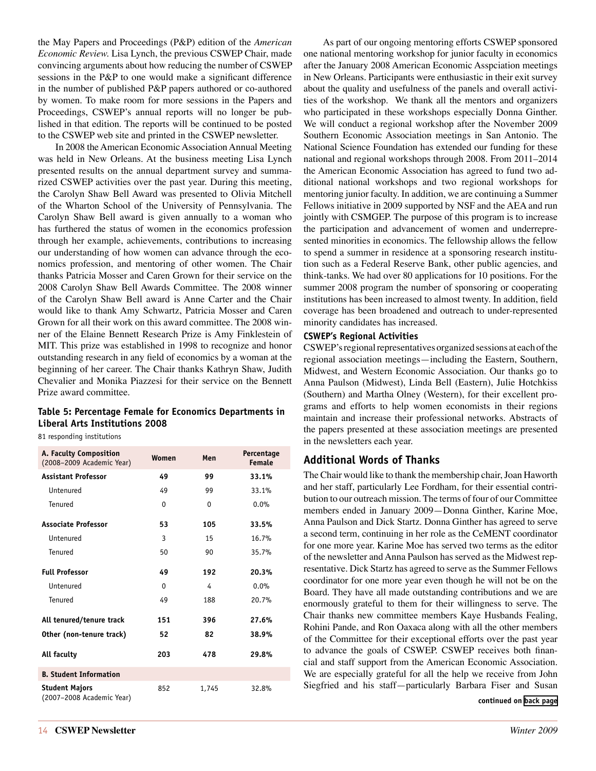the May Papers and Proceedings (P&P) edition of the *American Economic Review*. Lisa Lynch, the previous CSWEP Chair, made convincing arguments about how reducing the number of CSWEP sessions in the P&P to one would make a significant difference in the number of published P&P papers authored or co-authored by women. To make room for more sessions in the Papers and Proceedings, CSWEP's annual reports will no longer be published in that edition. The reports will be continued to be posted to the CSWEP web site and printed in the CSWEP newsletter.

In 2008 the American Economic Association Annual Meeting was held in New Orleans. At the business meeting Lisa Lynch presented results on the annual department survey and summarized CSWEP activities over the past year. During this meeting, the Carolyn Shaw Bell Award was presented to Olivia Mitchell of the Wharton School of the University of Pennsylvania. The Carolyn Shaw Bell award is given annually to a woman who has furthered the status of women in the economics profession through her example, achievements, contributions to increasing our understanding of how women can advance through the economics profession, and mentoring of other women. The Chair thanks Patricia Mosser and Caren Grown for their service on the 2008 Carolyn Shaw Bell Awards Committee. The 2008 winner of the Carolyn Shaw Bell award is Anne Carter and the Chair would like to thank Amy Schwartz, Patricia Mosser and Caren Grown for all their work on this award committee. The 2008 winner of the Elaine Bennett Research Prize is Amy Finklestein of MIT. This prize was established in 1998 to recognize and honor outstanding research in any field of economics by a woman at the beginning of her career. The Chair thanks Kathryn Shaw, Judith Chevalier and Monika Piazzesi for their service on the Bennett Prize award committee.

**Table 5: Percentage Female for Economics Departments in Liberal Arts Institutions 2008**

81 responding institutions

| A. Faculty Composition (2008–2009 Academic Year) | Women | Men | Percentage Female |
|---|---|---|---|
| **Assistant Professor** | **49** | **99** | **33.1%** |
| Untenured | 49 | 99 | 33.1% |
| Tenured | 0 | 0 | 0.0% |
| **Associate Professor** | **53** | **105** | **33.5%** |
| Untenured | 3 | 15 | 16.7% |
| Tenured | 50 | 90 | 35.7% |
| **Full Professor** | **49** | **192** | **20.3%** |
| Untenured | 0 | 4 | 0.0% |
| Tenured | 49 | 188 | 20.7% |
| **All tenured/tenure track** | **151** | **396** | **27.6%** |
| **Other (non-tenure track)** | **52** | **82** | **38.9%** |
| **All faculty** | **203** | **478** | **29.8%** |
| **B. Student Information** | | | |
| **Student Majors** (2007–2008 Academic Year) | 852 | 1,745 | 32.8% |

As part of our ongoing mentoring efforts CSWEP sponsored one national mentoring workshop for junior faculty in economics after the January 2008 American Economic Asspciation meetings in New Orleans. Participants were enthusiastic in their exit survey about the quality and usefulness of the panels and overall activities of the workshop. We thank all the mentors and organizers who participated in these workshops especially Donna Ginther. We will conduct a regional workshop after the November 2009 Southern Economic Association meetings in San Antonio. The National Science Foundation has extended our funding for these national and regional workshops through 2008. From 2011–2014 the American Economic Association has agreed to fund two additional national workshops and two regional workshops for mentoring junior faculty. In addition, we are continuing a Summer Fellows initiative in 2009 supported by NSF and the AEA and run jointly with CSMGEP. The purpose of this program is to increase the participation and advancement of women and underrepresented minorities in economics. The fellowship allows the fellow to spend a summer in residence at a sponsoring research institution such as a Federal Reserve Bank, other public agencies, and think-tanks. We had over 80 applications for 10 positions. For the summer 2008 program the number of sponsoring or cooperating institutions has been increased to almost twenty. In addition, field coverage has been broadened and outreach to under-represented minority candidates has increased.

### CSWEP's Regional Activities

CSWEP's regional representatives organized sessions at each of the regional association meetings—including the Eastern, Southern, Midwest, and Western Economic Association. Our thanks go to Anna Paulson (Midwest), Linda Bell (Eastern), Julie Hotchkiss (Southern) and Martha Olney (Western), for their excellent programs and efforts to help women economists in their regions maintain and increase their professional networks. Abstracts of the papers presented at these association meetings are presented in the newsletters each year.

## Additional Words of Thanks

The Chair would like to thank the membership chair, Joan Haworth and her staff, particularly Lee Fordham, for their essential contribution to our outreach mission. The terms of four of our Committee members ended in January 2009—Donna Ginther, Karine Moe, Anna Paulson and Dick Startz. Donna Ginther has agreed to serve a second term, continuing in her role as the CeMENT coordinator for one more year. Karine Moe has served two terms as the editor of the newsletter and Anna Paulson has served as the Midwest representative. Dick Startz has agreed to serve as the Summer Fellows coordinator for one more year even though he will not be on the Board. They have all made outstanding contributions and we are enormously grateful to them for their willingness to serve. The Chair thanks new committee members Kaye Husbands Fealing, Rohini Pande, and Ron Oaxaca along with all the other members of the Committee for their exceptional efforts over the past year to advance the goals of CSWEP. CSWEP receives both financial and staff support from the American Economic Association. We are especially grateful for all the help we receive from John Siegfried and his staff—particularly Barbara Fiser and Susan

**continued on back page**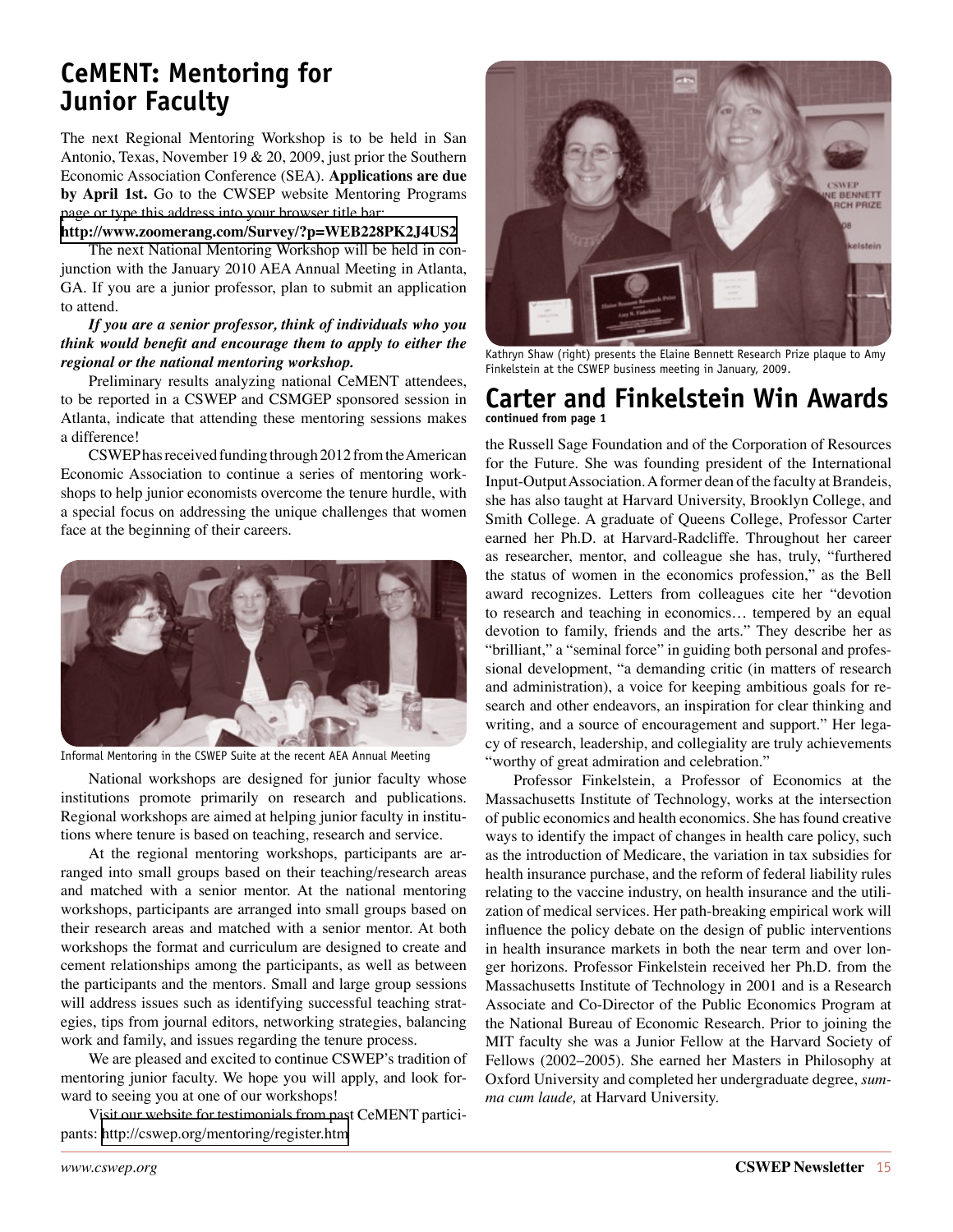## CeMENT: Mentoring for Junior Faculty

The next Regional Mentoring Workshop is to be held in San Antonio, Texas, November 19 & 20, 2009, just prior the Southern Economic Association Conference (SEA). **Applications are due by April 1st.** Go to the CWSEP website Mentoring Programs page or type this address into your browser title bar: **http://www.zoomerang.com/Survey/?p=WEB228PK2J4US2**

The next National Mentoring Workshop will be held in conjunction with the January 2010 AEA Annual Meeting in Atlanta, GA. If you are a junior professor, plan to submit an application to attend.

***If you are a senior professor, think of individuals who you think would benefit and encourage them to apply to either the regional or the national mentoring workshop.***

Preliminary results analyzing national CeMENT attendees, to be reported in a CSWEP and CSMGEP sponsored session in Atlanta, indicate that attending these mentoring sessions makes a difference!

CSWEP has received funding through 2012 from the American Economic Association to continue a series of mentoring workshops to help junior economists overcome the tenure hurdle, with a special focus on addressing the unique challenges that women face at the beginning of their careers.

Informal Mentoring in the CSWEP Suite at the recent AEA Annual Meeting

National workshops are designed for junior faculty whose institutions promote primarily on research and publications. Regional workshops are aimed at helping junior faculty in institutions where tenure is based on teaching, research and service.

At the regional mentoring workshops, participants are arranged into small groups based on their teaching/research areas and matched with a senior mentor. At the national mentoring workshops, participants are arranged into small groups based on their research areas and matched with a senior mentor. At both workshops the format and curriculum are designed to create and cement relationships among the participants, as well as between the participants and the mentors. Small and large group sessions will address issues such as identifying successful teaching strategies, tips from journal editors, networking strategies, balancing work and family, and issues regarding the tenure process.

We are pleased and excited to continue CSWEP's tradition of mentoring junior faculty. We hope you will apply, and look forward to seeing you at one of our workshops!

Visit our website for testimonials from past CeMENT participants: http://cswep.org/mentoring/register.htm

Kathryn Shaw (right) presents the Elaine Bennett Research Prize plaque to Amy Finkelstein at the CSWEP business meeting in January, 2009.

## Carter and Finkelstein Win Awards

**continued from page 1**

the Russell Sage Foundation and of the Corporation of Resources for the Future. She was founding president of the International Input-Output Association. A former dean of the faculty at Brandeis, she has also taught at Harvard University, Brooklyn College, and Smith College. A graduate of Queens College, Professor Carter earned her Ph.D. at Harvard-Radcliffe. Throughout her career as researcher, mentor, and colleague she has, truly, "furthered the status of women in the economics profession," as the Bell award recognizes. Letters from colleagues cite her "devotion to research and teaching in economics… tempered by an equal devotion to family, friends and the arts." They describe her as "brilliant," a "seminal force" in guiding both personal and professional development, "a demanding critic (in matters of research and administration), a voice for keeping ambitious goals for research and other endeavors, an inspiration for clear thinking and writing, and a source of encouragement and support." Her legacy of research, leadership, and collegiality are truly achievements "worthy of great admiration and celebration."

Professor Finkelstein, a Professor of Economics at the Massachusetts Institute of Technology, works at the intersection of public economics and health economics. She has found creative ways to identify the impact of changes in health care policy, such as the introduction of Medicare, the variation in tax subsidies for health insurance purchase, and the reform of federal liability rules relating to the vaccine industry, on health insurance and the utilization of medical services. Her path-breaking empirical work will influence the policy debate on the design of public interventions in health insurance markets in both the near term and over longer horizons. Professor Finkelstein received her Ph.D. from the Massachusetts Institute of Technology in 2001 and is a Research Associate and Co-Director of the Public Economics Program at the National Bureau of Economic Research. Prior to joining the MIT faculty she was a Junior Fellow at the Harvard Society of Fellows (2002–2005). She earned her Masters in Philosophy at Oxford University and completed her undergraduate degree, *summa cum laude,* at Harvard University.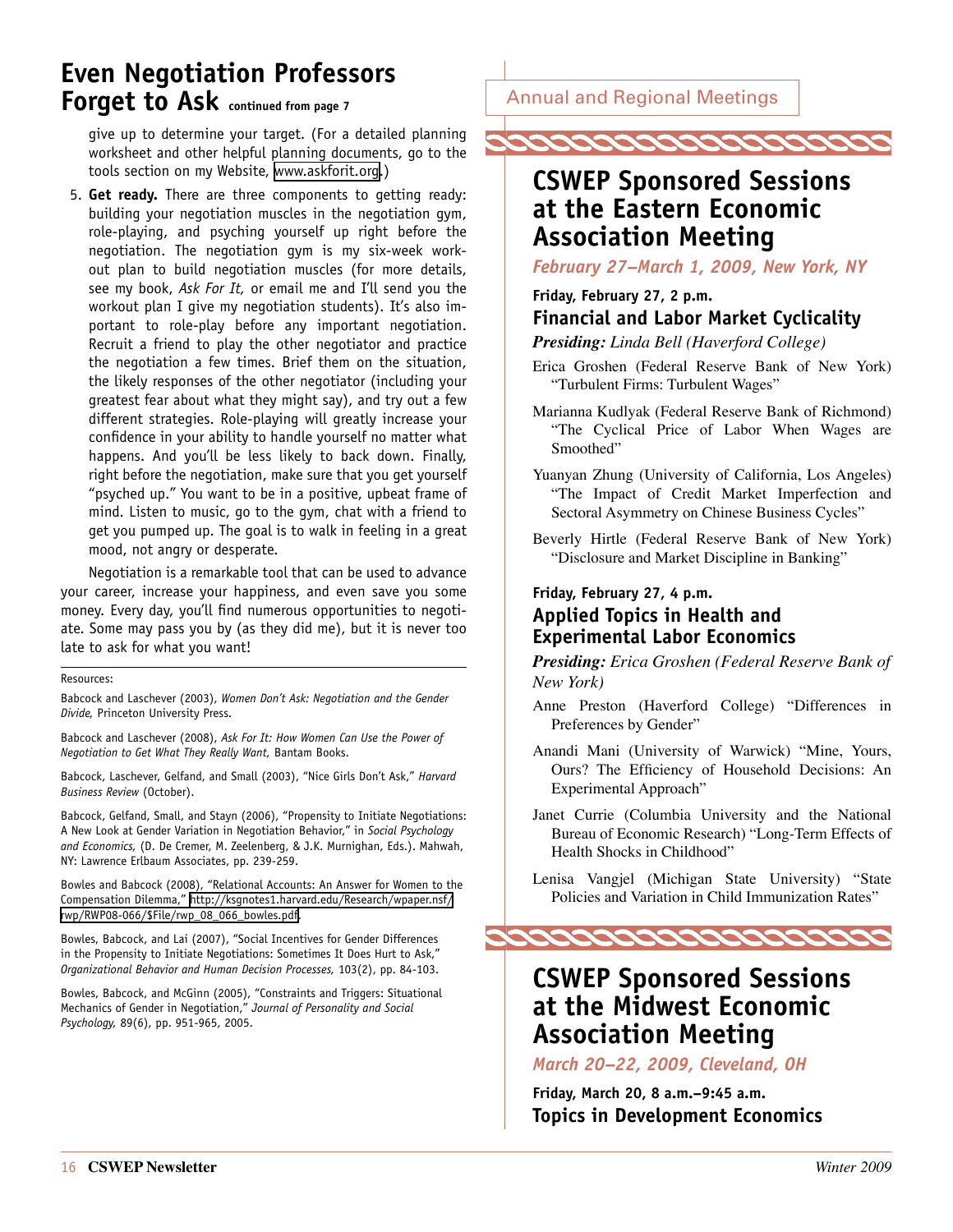## Even Negotiation Professors Forget to Ask continued from page 7

give up to determine your target. (For a detailed planning worksheet and other helpful planning documents, go to the tools section on my Website, www.askforit.org.)

5. **Get ready.** There are three components to getting ready: building your negotiation muscles in the negotiation gym, role-playing, and psyching yourself up right before the negotiation. The negotiation gym is my six-week workout plan to build negotiation muscles (for more details, see my book, *Ask For It,* or email me and I'll send you the workout plan I give my negotiation students). It's also important to role-play before any important negotiation. Recruit a friend to play the other negotiator and practice the negotiation a few times. Brief them on the situation, the likely responses of the other negotiator (including your greatest fear about what they might say), and try out a few different strategies. Role-playing will greatly increase your confidence in your ability to handle yourself no matter what happens. And you'll be less likely to back down. Finally, right before the negotiation, make sure that you get yourself "psyched up." You want to be in a positive, upbeat frame of mind. Listen to music, go to the gym, chat with a friend to get you pumped up. The goal is to walk in feeling in a great mood, not angry or desperate.

Negotiation is a remarkable tool that can be used to advance your career, increase your happiness, and even save you some money. Every day, you'll find numerous opportunities to negotiate. Some may pass you by (as they did me), but it is never too late to ask for what you want!

Resources:

Babcock and Laschever (2003), *Women Don't Ask: Negotiation and the Gender Divide,* Princeton University Press.

Babcock and Laschever (2008), *Ask For It: How Women Can Use the Power of Negotiation to Get What They Really Want,* Bantam Books.

Babcock, Laschever, Gelfand, and Small (2003), "Nice Girls Don't Ask," *Harvard Business Review* (October).

Babcock, Gelfand, Small, and Stayn (2006), "Propensity to Initiate Negotiations: A New Look at Gender Variation in Negotiation Behavior," in *Social Psychology and Economics,* (D. De Cremer, M. Zeelenberg, & J.K. Murnighan, Eds.). Mahwah, NY: Lawrence Erlbaum Associates, pp. 239-259.

Bowles and Babcock (2008), "Relational Accounts: An Answer for Women to the Compensation Dilemma," http://ksgnotes1.harvard.edu/Research/wpaper.nsf/rwp/RWP08-066/$File/rwp_08_066_bowles.pdf.

Bowles, Babcock, and Lai (2007), "Social Incentives for Gender Differences in the Propensity to Initiate Negotiations: Sometimes It Does Hurt to Ask," *Organizational Behavior and Human Decision Processes,* 103(2), pp. 84-103.

Bowles, Babcock, and McGinn (2005), "Constraints and Triggers: Situational Mechanics of Gender in Negotiation," *Journal of Personality and Social Psychology,* 89(6), pp. 951-965, 2005.

Annual and Regional Meetings

## CSWEP Sponsored Sessions at the Eastern Economic Association Meeting

*February 27–March 1, 2009, New York, NY*

**Friday, February 27, 2 p.m.**

### Financial and Labor Market Cyclicality

***Presiding:*** *Linda Bell (Haverford College)*

Erica Groshen (Federal Reserve Bank of New York) "Turbulent Firms: Turbulent Wages"

Marianna Kudlyak (Federal Reserve Bank of Richmond) "The Cyclical Price of Labor When Wages are Smoothed"

Yuanyan Zhung (University of California, Los Angeles) "The Impact of Credit Market Imperfection and Sectoral Asymmetry on Chinese Business Cycles"

Beverly Hirtle (Federal Reserve Bank of New York) "Disclosure and Market Discipline in Banking"

**Friday, February 27, 4 p.m.**

### Applied Topics in Health and Experimental Labor Economics

***Presiding:*** *Erica Groshen (Federal Reserve Bank of New York)*

Anne Preston (Haverford College) "Differences in Preferences by Gender"

Anandi Mani (University of Warwick) "Mine, Yours, Ours? The Efficiency of Household Decisions: An Experimental Approach"

Janet Currie (Columbia University and the National Bureau of Economic Research) "Long-Term Effects of Health Shocks in Childhood"

Lenisa Vangjel (Michigan State University) "State Policies and Variation in Child Immunization Rates"

## CSWEP Sponsored Sessions at the Midwest Economic Association Meeting

*March 20–22, 2009, Cleveland, OH*

**Friday, March 20, 8 a.m.–9:45 a.m.**

### Topics in Development Economics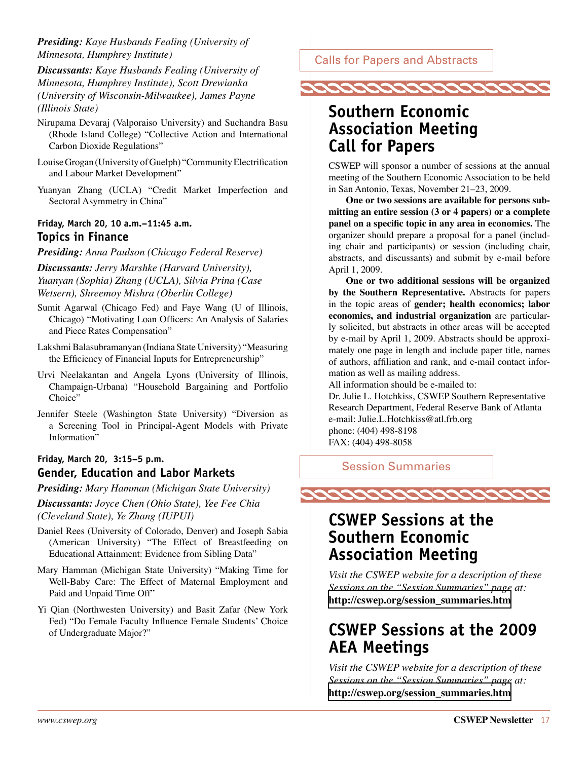*Presiding:* *Kaye Husbands Fealing (University of Minnesota, Humphrey Institute)*

*Discussants:* *Kaye Husbands Fealing (University of Minnesota, Humphrey Institute), Scott Drewianka (University of Wisconsin-Milwaukee), James Payne (Illinois State)*

Nirupama Devaraj (Valporaiso University) and Suchandra Basu (Rhode Island College) "Collective Action and International Carbon Dioxide Regulations"

Louise Grogan (University of Guelph) "Community Electrification and Labour Market Development"

Yuanyan Zhang (UCLA) "Credit Market Imperfection and Sectoral Asymmetry in China"

**Friday, March 20, 10 a.m.–11:45 a.m.**

### Topics in Finance

*Presiding:* *Anna Paulson (Chicago Federal Reserve)*

*Discussants:* *Jerry Marshke (Harvard University), Yuanyan (Sophia) Zhang (UCLA), Silvia Prina (Case Wetsern), Shreemoy Mishra (Oberlin College)*

Sumit Agarwal (Chicago Fed) and Faye Wang (U of Illinois, Chicago) "Motivating Loan Officers: An Analysis of Salaries and Piece Rates Compensation"

Lakshmi Balasubramanyan (Indiana State University) "Measuring the Efficiency of Financial Inputs for Entrepreneurship"

Urvi Neelakantan and Angela Lyons (University of Illinois, Champaign-Urbana) "Household Bargaining and Portfolio Choice"

Jennifer Steele (Washington State University) "Diversion as a Screening Tool in Principal-Agent Models with Private Information"

**Friday, March 20, 3:15–5 p.m.**

### Gender, Education and Labor Markets

*Presiding:* *Mary Hamman (Michigan State University)*

*Discussants:* *Joyce Chen (Ohio State), Yee Fee Chia (Cleveland State), Ye Zhang (IUPUI)*

Daniel Rees (University of Colorado, Denver) and Joseph Sabia (American University) "The Effect of Breastfeeding on Educational Attainment: Evidence from Sibling Data"

Mary Hamman (Michigan State University) "Making Time for Well-Baby Care: The Effect of Maternal Employment and Paid and Unpaid Time Off"

Yi Qian (Northwesten University) and Basit Zafar (New York Fed) "Do Female Faculty Influence Female Students' Choice of Undergraduate Major?"

Calls for Papers and Abstracts

## Southern Economic Association Meeting Call for Papers

CSWEP will sponsor a number of sessions at the annual meeting of the Southern Economic Association to be held in San Antonio, Texas, November 21–23, 2009.

**One or two sessions are available for persons submitting an entire session (3 or 4 papers) or a complete panel on a specific topic in any area in economics.** The organizer should prepare a proposal for a panel (including chair and participants) or session (including chair, abstracts, and discussants) and submit by e-mail before April 1, 2009.

**One or two additional sessions will be organized by the Southern Representative.** Abstracts for papers in the topic areas of **gender; health economics; labor economics, and industrial organization** are particularly solicited, but abstracts in other areas will be accepted by e-mail by April 1, 2009. Abstracts should be approximately one page in length and include paper title, names of authors, affiliation and rank, and e-mail contact information as well as mailing address.

All information should be e-mailed to:  
Dr. Julie L. Hotchkiss, CSWEP Southern Representative  
Research Department, Federal Reserve Bank of Atlanta  
e-mail: Julie.L.Hotchkiss@atl.frb.org  
phone: (404) 498-8198  
FAX: (404) 498-8058

Session Summaries

## CSWEP Sessions at the Southern Economic Association Meeting

*Visit the CSWEP website for a description of these Sessions on the "Session Summaries" page at:*
**http://cswep.org/session_summaries.htm**

## CSWEP Sessions at the 2009 AEA Meetings

*Visit the CSWEP website for a description of these Sessions on the "Session Summaries" page at:*
**http://cswep.org/session_summaries.htm**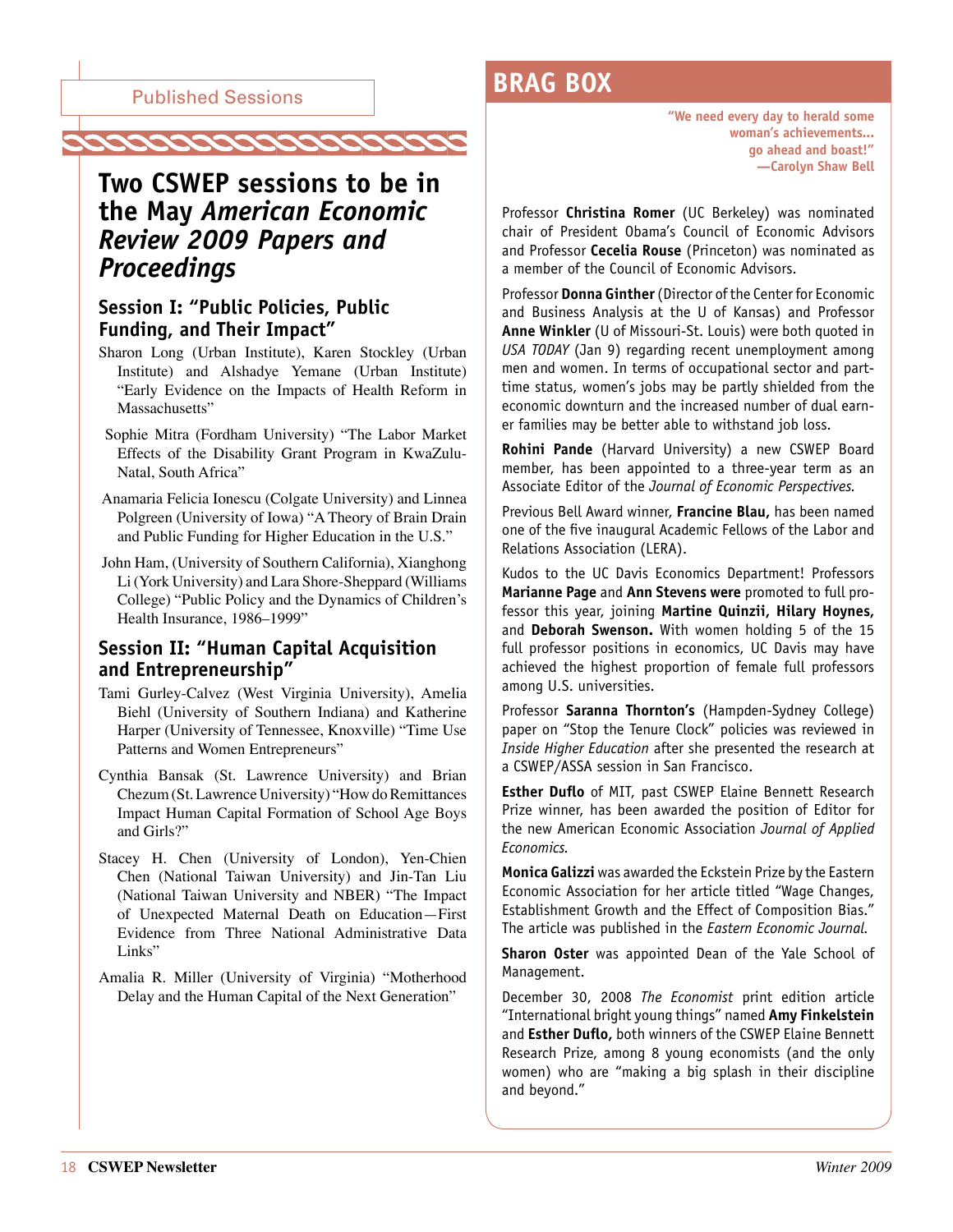Published Sessions

# Two CSWEP sessions to be in the May *American Economic Review 2009 Papers and Proceedings*

### Session I: "Public Policies, Public Funding, and Their Impact"

Sharon Long (Urban Institute), Karen Stockley (Urban Institute) and Alshadye Yemane (Urban Institute) "Early Evidence on the Impacts of Health Reform in Massachusetts"

Sophie Mitra (Fordham University) "The Labor Market Effects of the Disability Grant Program in KwaZulu-Natal, South Africa"

Anamaria Felicia Ionescu (Colgate University) and Linnea Polgreen (University of Iowa) "A Theory of Brain Drain and Public Funding for Higher Education in the U.S."

John Ham, (University of Southern California), Xianghong Li (York University) and Lara Shore-Sheppard (Williams College) "Public Policy and the Dynamics of Children's Health Insurance, 1986–1999"

### Session II: "Human Capital Acquisition and Entrepreneurship"

Tami Gurley-Calvez (West Virginia University), Amelia Biehl (University of Southern Indiana) and Katherine Harper (University of Tennessee, Knoxville) "Time Use Patterns and Women Entrepreneurs"

Cynthia Bansak (St. Lawrence University) and Brian Chezum (St. Lawrence University) "How do Remittances Impact Human Capital Formation of School Age Boys and Girls?"

Stacey H. Chen (University of London), Yen-Chien Chen (National Taiwan University) and Jin-Tan Liu (National Taiwan University and NBER) "The Impact of Unexpected Maternal Death on Education—First Evidence from Three National Administrative Data Links"

Amalia R. Miller (University of Virginia) "Motherhood Delay and the Human Capital of the Next Generation"

## BRAG BOX

"We need every day to herald some woman's achievements... go ahead and boast!"
—Carolyn Shaw Bell

Professor **Christina Romer** (UC Berkeley) was nominated chair of President Obama's Council of Economic Advisors and Professor **Cecelia Rouse** (Princeton) was nominated as a member of the Council of Economic Advisors.

Professor **Donna Ginther** (Director of the Center for Economic and Business Analysis at the U of Kansas) and Professor **Anne Winkler** (U of Missouri-St. Louis) were both quoted in *USA TODAY* (Jan 9) regarding recent unemployment among men and women. In terms of occupational sector and part-time status, women's jobs may be partly shielded from the economic downturn and the increased number of dual earner families may be better able to withstand job loss.

**Rohini Pande** (Harvard University) a new CSWEP Board member, has been appointed to a three-year term as an Associate Editor of the *Journal of Economic Perspectives.*

Previous Bell Award winner, **Francine Blau,** has been named one of the five inaugural Academic Fellows of the Labor and Relations Association (LERA).

Kudos to the UC Davis Economics Department! Professors **Marianne Page** and **Ann Stevens were** promoted to full professor this year, joining **Martine Quinzii, Hilary Hoynes,** and **Deborah Swenson.** With women holding 5 of the 15 full professor positions in economics, UC Davis may have achieved the highest proportion of female full professors among U.S. universities.

Professor **Saranna Thornton's** (Hampden-Sydney College) paper on "Stop the Tenure Clock" policies was reviewed in *Inside Higher Education* after she presented the research at a CSWEP/ASSA session in San Francisco.

**Esther Duflo** of MIT, past CSWEP Elaine Bennett Research Prize winner, has been awarded the position of Editor for the new American Economic Association *Journal of Applied Economics.*

**Monica Galizzi** was awarded the Eckstein Prize by the Eastern Economic Association for her article titled "Wage Changes, Establishment Growth and the Effect of Composition Bias." The article was published in the *Eastern Economic Journal.*

**Sharon Oster** was appointed Dean of the Yale School of Management.

December 30, 2008 *The Economist* print edition article "International bright young things" named **Amy Finkelstein** and **Esther Duflo,** both winners of the CSWEP Elaine Bennett Research Prize, among 8 young economists (and the only women) who are "making a big splash in their discipline and beyond."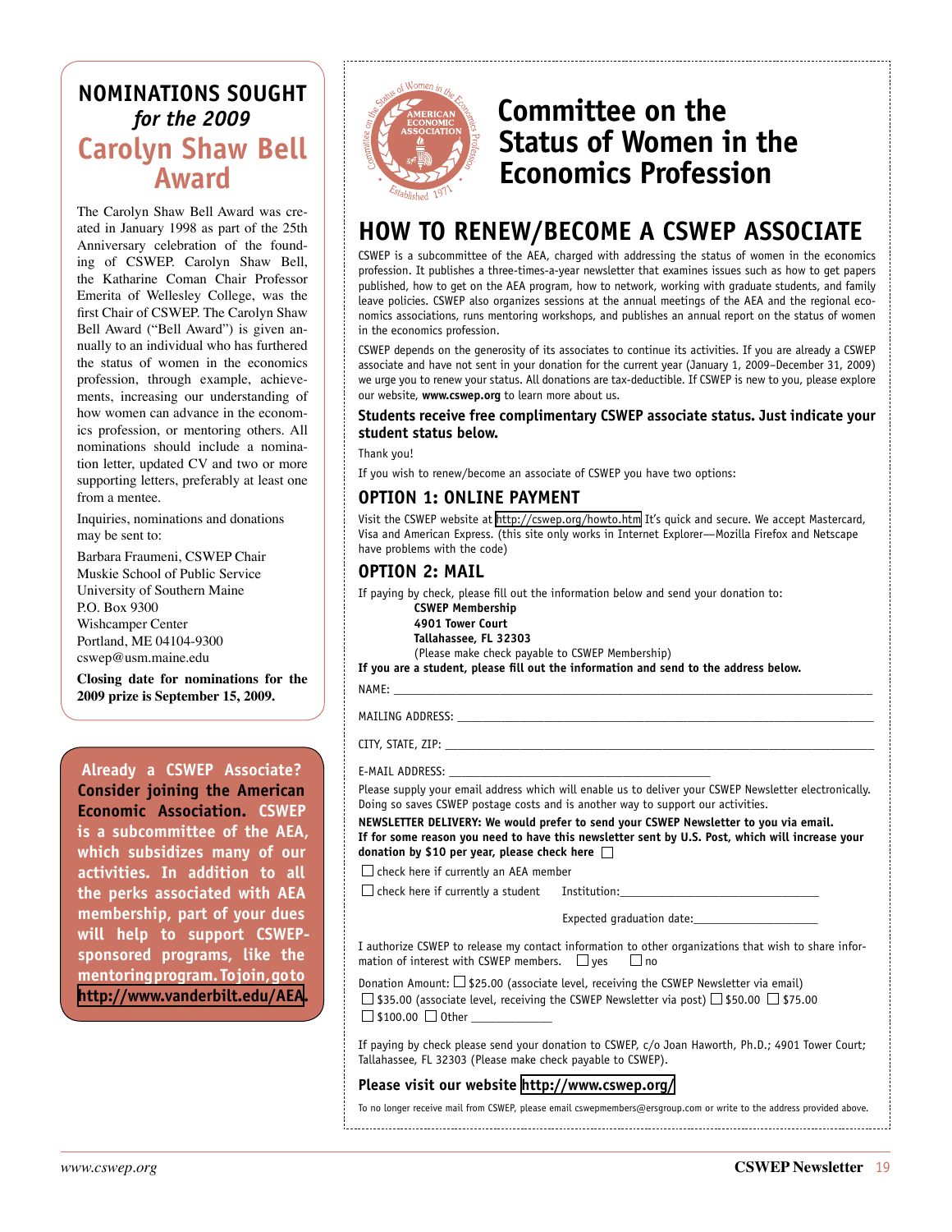## NOMINATIONS SOUGHT *for the 2009* Carolyn Shaw Bell Award

The Carolyn Shaw Bell Award was created in January 1998 as part of the 25th Anniversary celebration of the founding of CSWEP. Carolyn Shaw Bell, the Katharine Coman Chair Professor Emerita of Wellesley College, was the first Chair of CSWEP. The Carolyn Shaw Bell Award ("Bell Award") is given annually to an individual who has furthered the status of women in the economics profession, through example, achievements, increasing our understanding of how women can advance in the economics profession, or mentoring others. All nominations should include a nomination letter, updated CV and two or more supporting letters, preferably at least one from a mentee.

Inquiries, nominations and donations may be sent to:

Barbara Fraumeni, CSWEP Chair
Muskie School of Public Service
University of Southern Maine
P.O. Box 9300
Wishcamper Center
Portland, ME 04104-9300
cswep@usm.maine.edu

**Closing date for nominations for the 2009 prize is September 15, 2009.**

**Already a CSWEP Associate? Consider joining the American Economic Association. CSWEP is a subcommittee of the AEA, which subsidizes many of our activities. In addition to all the perks associated with AEA membership, part of your dues will help to support CSWEP-sponsored programs, like the mentoring program. To join, go to http://www.vanderbilt.edu/AEA.**

# Committee on the Status of Women in the Economics Profession

## HOW TO RENEW/BECOME A CSWEP ASSOCIATE

CSWEP is a subcommittee of the AEA, charged with addressing the status of women in the economics profession. It publishes a three-times-a-year newsletter that examines issues such as how to get papers published, how to get on the AEA program, how to network, working with graduate students, and family leave policies. CSWEP also organizes sessions at the annual meetings of the AEA and the regional economics associations, runs mentoring workshops, and publishes an annual report on the status of women in the economics profession.

CSWEP depends on the generosity of its associates to continue its activities. If you are already a CSWEP associate and have not sent in your donation for the current year (January 1, 2009–December 31, 2009) we urge you to renew your status. All donations are tax-deductible. If CSWEP is new to you, please explore our website, **www.cswep.org** to learn more about us.

**Students receive free complimentary CSWEP associate status. Just indicate your student status below.**

Thank you!

If you wish to renew/become an associate of CSWEP you have two options:

### OPTION 1: ONLINE PAYMENT

Visit the CSWEP website at http://cswep.org/howto.htm It's quick and secure. We accept Mastercard, Visa and American Express. (this site only works in Internet Explorer—Mozilla Firefox and Netscape have problems with the code)

### OPTION 2: MAIL

If paying by check, please fill out the information below and send your donation to:

**CSWEP Membership**
**4901 Tower Court**
**Tallahassee, FL 32303**
(Please make check payable to CSWEP Membership)

**If you are a student, please fill out the information and send to the address below.**

NAME: ______________________________

MAILING ADDRESS: ______________________________

CITY, STATE, ZIP: ______________________________

E-MAIL ADDRESS: ______________________________

Please supply your email address which will enable us to deliver your CSWEP Newsletter electronically. Doing so saves CSWEP postage costs and is another way to support our activities.

**NEWSLETTER DELIVERY: We would prefer to send your CSWEP Newsletter to you via email. If for some reason you need to have this newsletter sent by U.S. Post, which will increase your donation by $10 per year, please check here** ☐

☐ check here if currently an AEA member

☐ check here if currently a student  Institution: ______________________

Expected graduation date: ______________

I authorize CSWEP to release my contact information to other organizations that wish to share information of interest with CSWEP members. ☐ yes ☐ no

Donation Amount: ☐ $25.00 (associate level, receiving the CSWEP Newsletter via email)
☐ $35.00 (associate level, receiving the CSWEP Newsletter via post) ☐ $50.00 ☐ $75.00
☐ $100.00 ☐ Other ____________

If paying by check please send your donation to CSWEP, c/o Joan Haworth, Ph.D.; 4901 Tower Court; Tallahassee, FL 32303 (Please make check payable to CSWEP).

**Please visit our website http://www.cswep.org/**

To no longer receive mail from CSWEP, please email cswepmembers@ersgroup.com or write to the address provided above.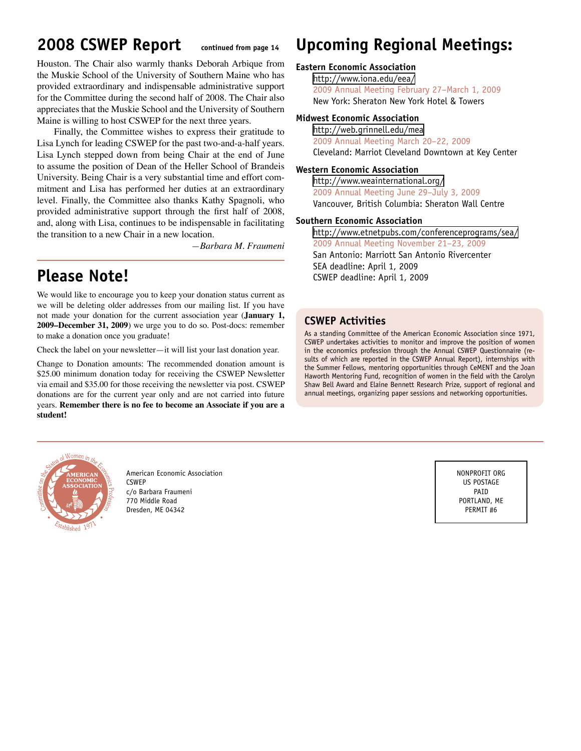## 2008 CSWEP Report continued from page 14

Houston. The Chair also warmly thanks Deborah Arbique from the Muskie School of the University of Southern Maine who has provided extraordinary and indispensable administrative support for the Committee during the second half of 2008. The Chair also appreciates that the Muskie School and the University of Southern Maine is willing to host CSWEP for the next three years.

Finally, the Committee wishes to express their gratitude to Lisa Lynch for leading CSWEP for the past two-and-a-half years. Lisa Lynch stepped down from being Chair at the end of June to assume the position of Dean of the Heller School of Brandeis University. Being Chair is a very substantial time and effort commitment and Lisa has performed her duties at an extraordinary level. Finally, the Committee also thanks Kathy Spagnoli, who provided administrative support through the first half of 2008, and, along with Lisa, continues to be indispensable in facilitating the transition to a new Chair in a new location.

*—Barbara M. Fraumeni*

## Please Note!

We would like to encourage you to keep your donation status current as we will be deleting older addresses from our mailing list. If you have not made your donation for the current association year (**January 1, 2009–December 31, 2009**) we urge you to do so. Post-docs: remember to make a donation once you graduate!

Check the label on your newsletter—it will list your last donation year.

Change to Donation amounts: The recommended donation amount is $25.00 minimum donation today for receiving the CSWEP Newsletter via email and $35.00 for those receiving the newsletter via post. CSWEP donations are for the current year only and are not carried into future years. **Remember there is no fee to become an Associate if you are a student!**

## Upcoming Regional Meetings:

**Eastern Economic Association**
http://www.iona.edu/eea/
2009 Annual Meeting February 27–March 1, 2009
New York: Sheraton New York Hotel & Towers

**Midwest Economic Association**
http://web.grinnell.edu/mea
2009 Annual Meeting March 20–22, 2009
Cleveland: Marriot Cleveland Downtown at Key Center

**Western Economic Association**
http://www.weainternational.org/
2009 Annual Meeting June 29–July 3, 2009
Vancouver, British Columbia: Sheraton Wall Centre

**Southern Economic Association**
http://www.etnetpubs.com/conferenceprograms/sea/
2009 Annual Meeting November 21–23, 2009
San Antonio: Marriott San Antonio Rivercenter
SEA deadline: April 1, 2009
CSWEP deadline: April 1, 2009

### CSWEP Activities

As a standing Committee of the American Economic Association since 1971, CSWEP undertakes activities to monitor and improve the position of women in the economics profession through the Annual CSWEP Questionnaire (results of which are reported in the CSWEP Annual Report), internships with the Summer Fellows, mentoring opportunities through CeMENT and the Joan Haworth Mentoring Fund, recognition of women in the field with the Carolyn Shaw Bell Award and Elaine Bennett Research Prize, support of regional and annual meetings, organizing paper sessions and networking opportunities.

American Economic Association
CSWEP
c/o Barbara Fraumeni
770 Middle Road
Dresden, ME 04342

NONPROFIT ORG
US POSTAGE
PAID
PORTLAND, ME
PERMIT #6